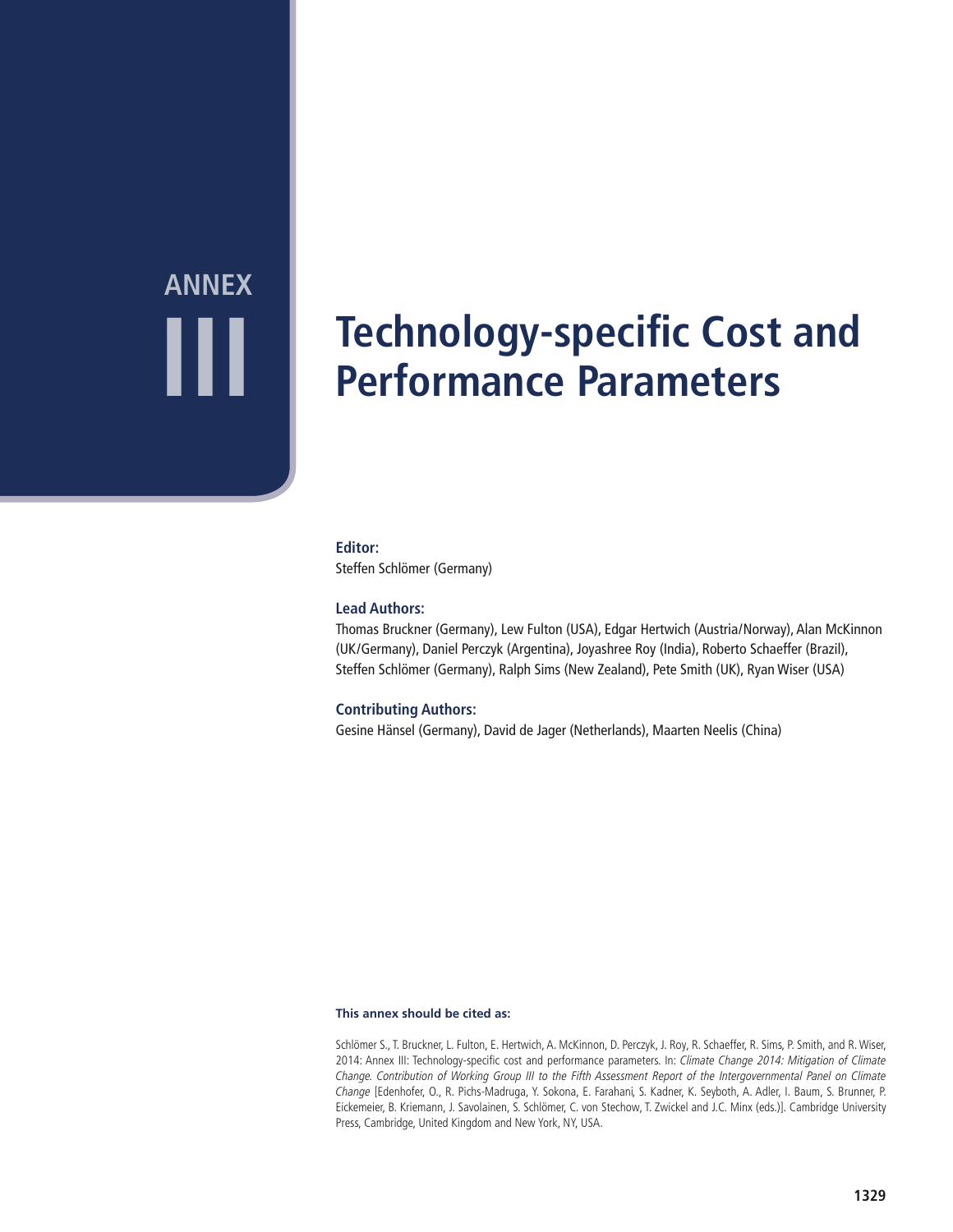# ANNEX III

# Technology-specific Cost and Performance Parameters

**Editor:**

Steffen Schlömer (Germany)

**Lead Authors:**

Thomas Bruckner (Germany), Lew Fulton (USA), Edgar Hertwich (Austria/Norway), Alan McKinnon (UK/Germany), Daniel Perczyk (Argentina), Joyashree Roy (India), Roberto Schaeffer (Brazil), Steffen Schlömer (Germany), Ralph Sims (New Zealand), Pete Smith (UK), Ryan Wiser (USA)

**Contributing Authors:**

Gesine Hänsel (Germany), David de Jager (Netherlands), Maarten Neelis (China)

**This annex should be cited as:**

Schlömer S., T. Bruckner, L. Fulton, E. Hertwich, A. McKinnon, D. Perczyk, J. Roy, R. Schaeffer, R. Sims, P. Smith, and R. Wiser, 2014: Annex III: Technology-specific cost and performance parameters. In: *Climate Change 2014: Mitigation of Climate Change. Contribution of Working Group III to the Fifth Assessment Report of the Intergovernmental Panel on Climate Change* [Edenhofer, O., R. Pichs-Madruga, Y. Sokona, E. Farahani, S. Kadner, K. Seyboth, A. Adler, I. Baum, S. Brunner, P. Eickemeier, B. Kriemann, J. Savolainen, S. Schlömer, C. von Stechow, T. Zwickel and J.C. Minx (eds.)]. Cambridge University Press, Cambridge, United Kingdom and New York, NY, USA.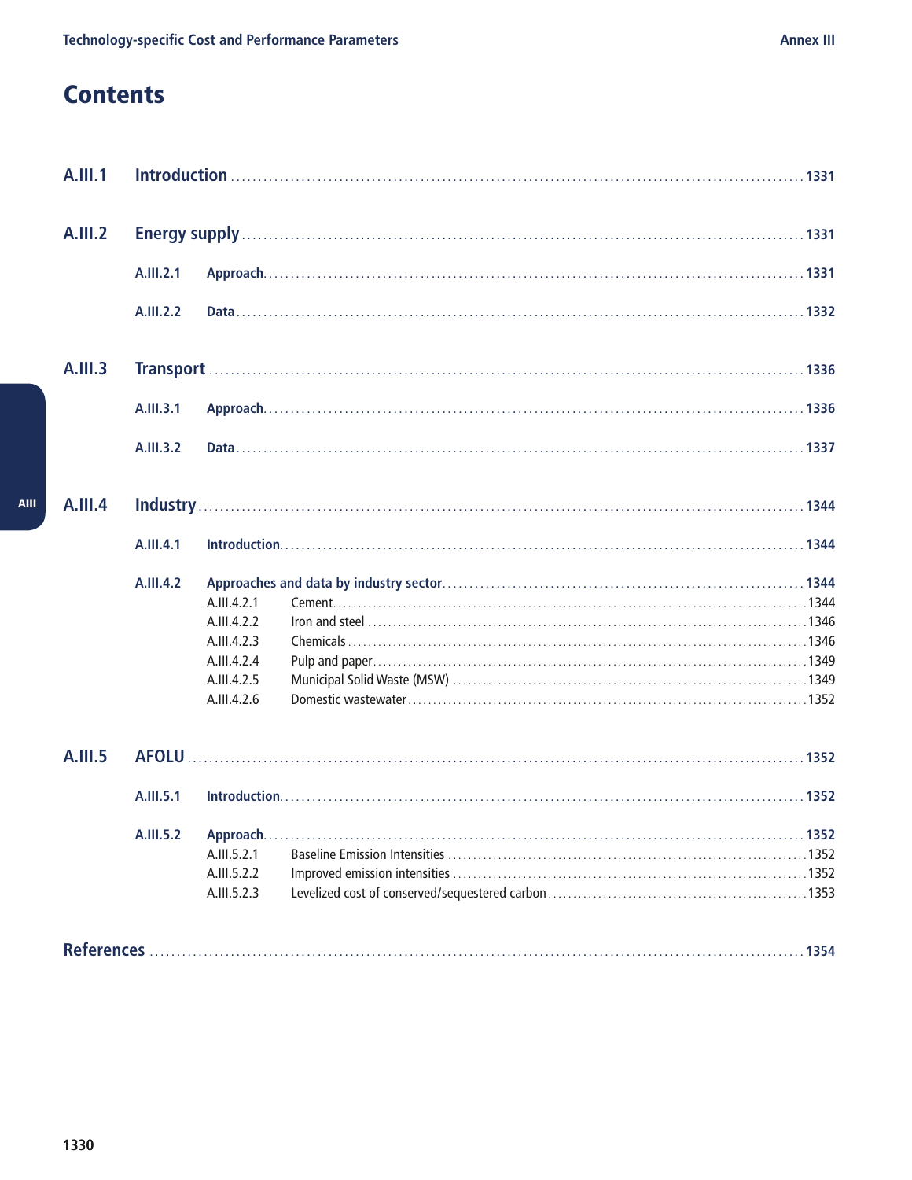# Contents

**A.III.1 Introduction** ........ 1331

**A.III.2 Energy supply** ........ 1331

- **A.III.2.1 Approach** ........ 1331
- **A.III.2.2 Data** ........ 1332

**A.III.3 Transport** ........ 1336

- **A.III.3.1 Approach** ........ 1336
- **A.III.3.2 Data** ........ 1337

**A.III.4 Industry** ........ 1344

- **A.III.4.1 Introduction** ........ 1344
- **A.III.4.2 Approaches and data by industry sector** ........ 1344
  - A.III.4.2.1 Cement ........ 1344
  - A.III.4.2.2 Iron and steel ........ 1346
  - A.III.4.2.3 Chemicals ........ 1346
  - A.III.4.2.4 Pulp and paper ........ 1349
  - A.III.4.2.5 Municipal Solid Waste (MSW) ........ 1349
  - A.III.4.2.6 Domestic wastewater ........ 1352

**A.III.5 AFOLU** ........ 1352

- **A.III.5.1 Introduction** ........ 1352
- **A.III.5.2 Approach** ........ 1352
  - A.III.5.2.1 Baseline Emission Intensities ........ 1352
  - A.III.5.2.2 Improved emission intensities ........ 1352
  - A.III.5.2.3 Levelized cost of conserved/sequestered carbon ........ 1353

**References** ........ 1354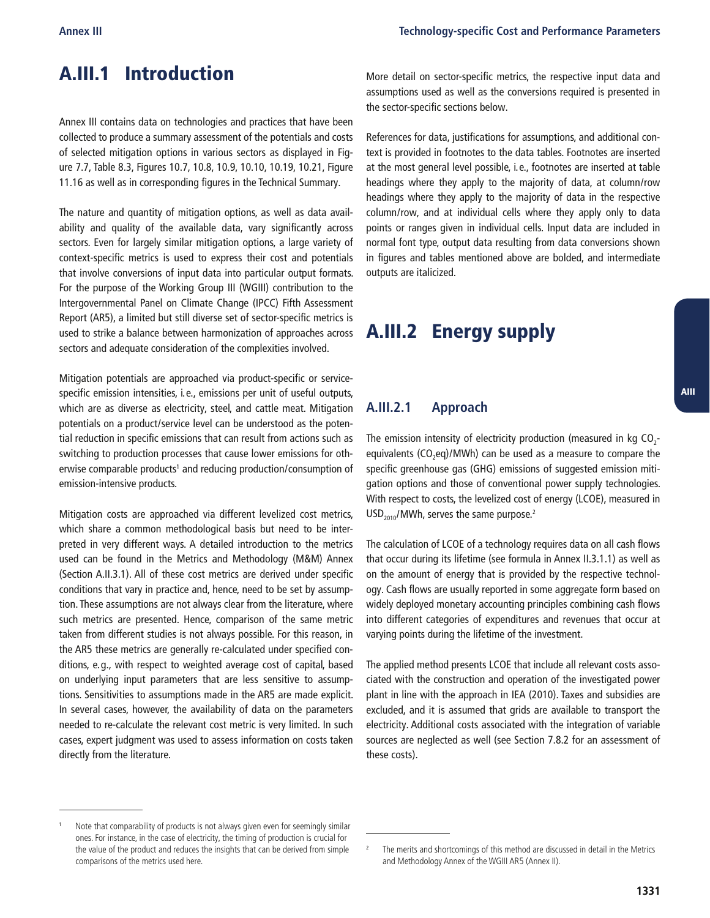# A.III.1 Introduction

Annex III contains data on technologies and practices that have been collected to produce a summary assessment of the potentials and costs of selected mitigation options in various sectors as displayed in Figure 7.7, Table 8.3, Figures 10.7, 10.8, 10.9, 10.10, 10.19, 10.21, Figure 11.16 as well as in corresponding figures in the Technical Summary.

The nature and quantity of mitigation options, as well as data availability and quality of the available data, vary significantly across sectors. Even for largely similar mitigation options, a large variety of context-specific metrics is used to express their cost and potentials that involve conversions of input data into particular output formats. For the purpose of the Working Group III (WGIII) contribution to the Intergovernmental Panel on Climate Change (IPCC) Fifth Assessment Report (AR5), a limited but still diverse set of sector-specific metrics is used to strike a balance between harmonization of approaches across sectors and adequate consideration of the complexities involved.

Mitigation potentials are approached via product-specific or service-specific emission intensities, i.e., emissions per unit of useful outputs, which are as diverse as electricity, steel, and cattle meat. Mitigation potentials on a product/service level can be understood as the potential reduction in specific emissions that can result from actions such as switching to production processes that cause lower emissions for otherwise comparable products[1] and reducing production/consumption of emission-intensive products.

Mitigation costs are approached via different levelized cost metrics, which share a common methodological basis but need to be interpreted in very different ways. A detailed introduction to the metrics used can be found in the Metrics and Methodology (M&M) Annex (Section A.II.3.1). All of these cost metrics are derived under specific conditions that vary in practice and, hence, need to be set by assumption. These assumptions are not always clear from the literature, where such metrics are presented. Hence, comparison of the same metric taken from different studies is not always possible. For this reason, in the AR5 these metrics are generally re-calculated under specified conditions, e.g., with respect to weighted average cost of capital, based on underlying input parameters that are less sensitive to assumptions. Sensitivities to assumptions made in the AR5 are made explicit. In several cases, however, the availability of data on the parameters needed to re-calculate the relevant cost metric is very limited. In such cases, expert judgment was used to assess information on costs taken directly from the literature.

More detail on sector-specific metrics, the respective input data and assumptions used as well as the conversions required is presented in the sector-specific sections below.

References for data, justifications for assumptions, and additional context is provided in footnotes to the data tables. Footnotes are inserted at the most general level possible, i.e., footnotes are inserted at table headings where they apply to the majority of data, at column/row headings where they apply to the majority of data in the respective column/row, and at individual cells where they apply only to data points or ranges given in individual cells. Input data are included in normal font type, output data resulting from data conversions shown in figures and tables mentioned above are bolded, and intermediate outputs are italicized.

# A.III.2 Energy supply

## A.III.2.1 Approach

The emission intensity of electricity production (measured in kg $CO_2$-equivalents ($CO_2$eq)/MWh) can be used as a measure to compare the specific greenhouse gas (GHG) emissions of suggested emission mitigation options and those of conventional power supply technologies. With respect to costs, the levelized cost of energy (LCOE), measured in $USD_{2010}$/MWh, serves the same purpose.[2]

The calculation of LCOE of a technology requires data on all cash flows that occur during its lifetime (see formula in Annex II.3.1.1) as well as on the amount of energy that is provided by the respective technology. Cash flows are usually reported in some aggregate form based on widely deployed monetary accounting principles combining cash flows into different categories of expenditures and revenues that occur at varying points during the lifetime of the investment.

The applied method presents LCOE that include all relevant costs associated with the construction and operation of the investigated power plant in line with the approach in IEA (2010). Taxes and subsidies are excluded, and it is assumed that grids are available to transport the electricity. Additional costs associated with the integration of variable sources are neglected as well (see Section 7.8.2 for an assessment of these costs).

[1] Note that comparability of products is not always given even for seemingly similar ones. For instance, in the case of electricity, the timing of production is crucial for the value of the product and reduces the insights that can be derived from simple comparisons of the metrics used here.

[2] The merits and shortcomings of this method are discussed in detail in the Metrics and Methodology Annex of the WGIII AR5 (Annex II).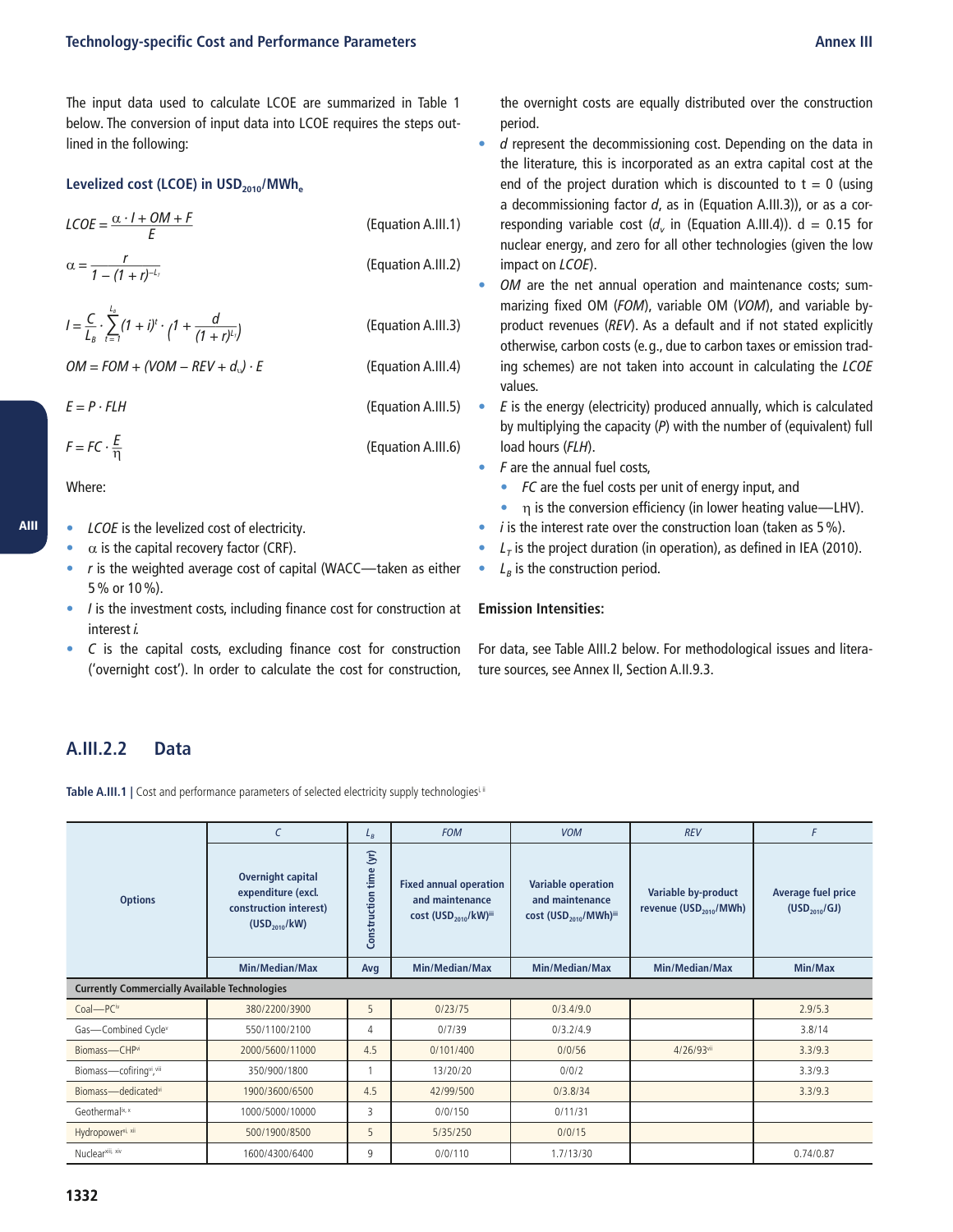The input data used to calculate LCOE are summarized in Table 1 below. The conversion of input data into LCOE requires the steps outlined in the following:

#### Levelized cost (LCOE) in $USD_{2010}/MWh_e$

$$LCOE = \frac{\alpha \cdot I + OM + F}{E} \qquad \text{(Equation A.III.1)}$$

$$\alpha = \frac{r}{1-(1+r)^{-L_T}} \qquad \text{(Equation A.III.2)}$$

$$I = \frac{C}{L_B} \cdot \sum_{t=1}^{L_B} (1+i)^t \cdot \left(1 + \frac{d}{(1+r)^{L_T}}\right) \qquad \text{(Equation A.III.3)}$$

$$OM = FOM + (VOM - REV + d_v) \cdot E \qquad \text{(Equation A.III.4)}$$

$$E = P \cdot FLH \qquad \text{(Equation A.III.5)}$$

$$F = FC \cdot \frac{E}{\eta} \qquad \text{(Equation A.III.6)}$$

Where:

- *LCOE* is the levelized cost of electricity.
- $\alpha$ is the capital recovery factor (CRF).
- *r* is the weighted average cost of capital (WACC—taken as either 5 % or 10 %).
- *I* is the investment costs, including finance cost for construction at interest *i*.
- *C* is the capital costs, excluding finance cost for construction ('overnight cost'). In order to calculate the cost for construction, the overnight costs are equally distributed over the construction period.
- *d* represent the decommissioning cost. Depending on the data in the literature, this is incorporated as an extra capital cost at the end of the project duration which is discounted to t = 0 (using a decommissioning factor *d*, as in (Equation A.III.3)), or as a corresponding variable cost ($d_v$ in (Equation A.III.4)). d = 0.15 for nuclear energy, and zero for all other technologies (given the low impact on *LCOE*).
- *OM* are the net annual operation and maintenance costs; summarizing fixed OM (*FOM*), variable OM (*VOM*), and variable by-product revenues (*REV*). As a default and if not stated explicitly otherwise, carbon costs (e.g., due to carbon taxes or emission trading schemes) are not taken into account in calculating the *LCOE* values.
- *E* is the energy (electricity) produced annually, which is calculated by multiplying the capacity (*P*) with the number of (equivalent) full load hours (*FLH*).
- *F* are the annual fuel costs,
  - *FC* are the fuel costs per unit of energy input, and
  - $\eta$ is the conversion efficiency (in lower heating value—LHV).
- *i* is the interest rate over the construction loan (taken as 5 %).
- $L_T$ is the project duration (in operation), as defined in IEA (2010).
- $L_B$ is the construction period.

#### Emission Intensities:

For data, see Table AIII.2 below. For methodological issues and literature sources, see Annex II, Section A.II.9.3.

## A.III.2.2 Data

**Table A.III.1 |** Cost and performance parameters of selected electricity supply technologies[i, ii]

| | *C* | $L_B$ | *FOM* | *VOM* | *REV* | *F* |
|---|---|---|---|---|---|---|
| Options | Overnight capital expenditure (excl. construction interest) ($USD_{2010}$/kW) | Construction time (yr) | Fixed annual operation and maintenance cost ($USD_{2010}$/kW)[iii] | Variable operation and maintenance cost ($USD_{2010}$/MWh)[iii] | Variable by-product revenue ($USD_{2010}$/MWh) | Average fuel price ($USD_{2010}$/GJ) |
| | Min/Median/Max | Avg | Min/Median/Max | Min/Median/Max | Min/Median/Max | Min/Max |
| **Currently Commercially Available Technologies** | | | | | | |
| Coal—PC[iv] | 380/2200/3900 | 5 | 0/23/75 | 0/3.4/9.0 | | 2.9/5.3 |
| Gas—Combined Cycle[v] | 550/1100/2100 | 4 | 0/7/39 | 0/3.2/4.9 | | 3.8/14 |
| Biomass—CHP[vi] | 2000/5600/11000 | 4.5 | 0/101/400 | 0/0/56 | 4/26/93[vii] | 3.3/9.3 |
| Biomass—cofiring[vi, viii] | 350/900/1800 | 1 | 13/20/20 | 0/0/2 | | 3.3/9.3 |
| Biomass—dedicated[vi] | 1900/3600/6500 | 4.5 | 42/99/500 | 0/3.8/34 | | 3.3/9.3 |
| Geothermal[ix, x] | 1000/5000/10000 | 3 | 0/0/150 | 0/11/31 | | |
| Hydropower[xi, xii] | 500/1900/8500 | 5 | 5/35/250 | 0/0/15 | | |
| Nuclear[xiii, xiv] | 1600/4300/6400 | 9 | 0/0/110 | 1.7/13/30 | | 0.74/0.87 |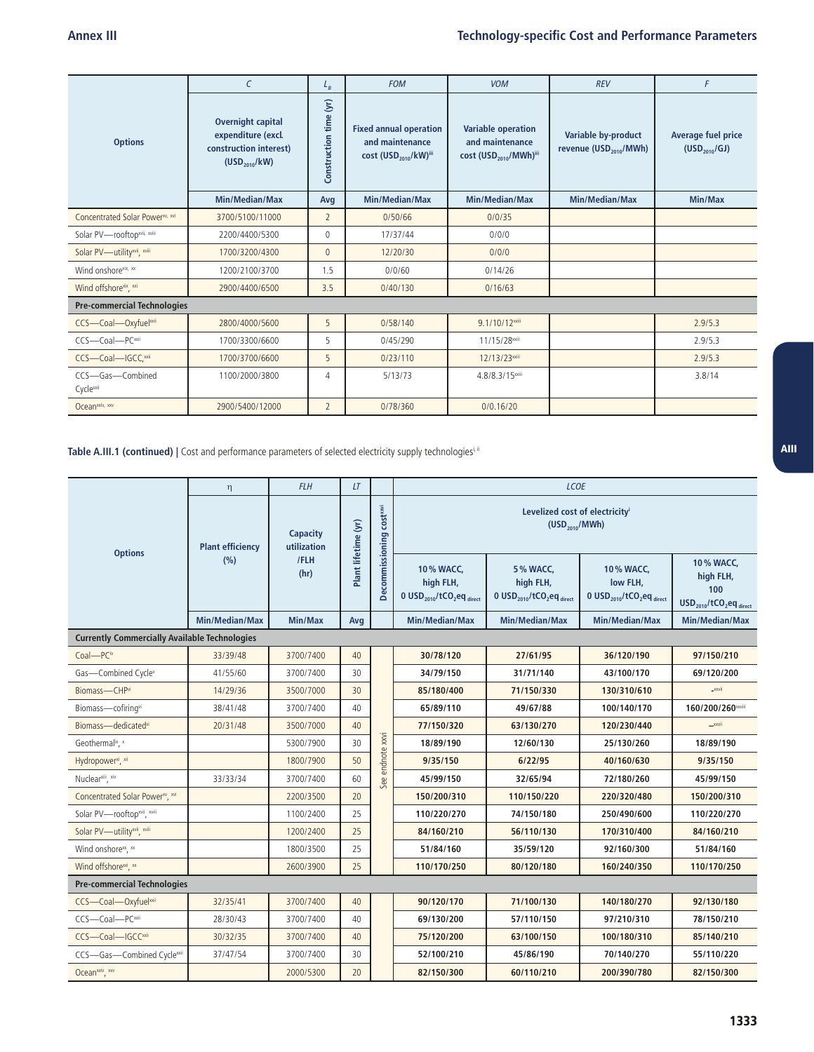| Options | *C* Overnight capital expenditure (excl. construction interest) ($USD_{2010}$/kW) | $L_B$ Construction time (yr) | *FOM* Fixed annual operation and maintenance cost ($USD_{2010}$/kW)[iii] | *VOM* Variable operation and maintenance cost ($USD_{2010}$/MWh)[iii] | *REV* Variable by-product revenue ($USD_{2010}$/MWh) | *F* Average fuel price ($USD_{2010}$/GJ) |
|---|---|---|---|---|---|---|
| | Min/Median/Max | Avg | Min/Median/Max | Min/Median/Max | Min/Median/Max | Min/Max |
| Concentrated Solar Power[xv, xvi] | 3700/5100/11000 | 2 | 0/50/66 | 0/0/35 | | |
| Solar PV—rooftop[xvii, xviii] | 2200/4400/5300 | 0 | 17/37/44 | 0/0/0 | | |
| Solar PV—utility[xvii, xviii] | 1700/3200/4300 | 0 | 12/20/30 | 0/0/0 | | |
| Wind onshore[xix, xx] | 1200/2100/3700 | 1.5 | 0/0/60 | 0/14/26 | | |
| Wind offshore[xix, xxi] | 2900/4400/6500 | 3.5 | 0/40/130 | 0/16/63 | | |
| **Pre-commercial Technologies** | | | | | | |
| CCS—Coal—Oxyfuel[xxii] | 2800/4000/5600 | 5 | 0/58/140 | 9.1/10/12[xxiii] | | 2.9/5.3 |
| CCS—Coal—PC[xxii] | 1700/3300/6600 | 5 | 0/45/290 | 11/15/28[xxiii] | | 2.9/5.3 |
| CCS—Coal—IGCC,[xxii] | 1700/3700/6600 | 5 | 0/23/110 | 12/13/23[xxiii] | | 2.9/5.3 |
| CCS—Gas—Combined Cycle[xxii] | 1100/2000/3800 | 4 | 5/13/73 | 4.8/8.3/15[xxiii] | | 3.8/14 |
| Ocean[xxiv, xxv] | 2900/5400/12000 | 2 | 0/78/360 | 0/0.16/20 | | |

**Table A.III.1 (continued) |** Cost and performance parameters of selected electricity supply technologies[i, ii]

| Options | η Plant efficiency (%) | *FLH* Capacity utilization /FLH (hr) | *LT* Plant lifetime (yr) | Decommissioning cost[xxvi] | *LCOE* Levelized cost of electricity[i] ($USD_{2010}$/MWh): 10% WACC, high FLH, 0 $USD_{2010}/tCO_2eq_{direct}$ | 5% WACC, high FLH, 0 $USD_{2010}/tCO_2eq_{direct}$ | 10% WACC, low FLH, 0 $USD_{2010}/tCO_2eq_{direct}$ | 10% WACC, high FLH, 100 $USD_{2010}/tCO_2eq_{direct}$ |
|---|---|---|---|---|---|---|---|---|
| | Min/Median/Max | Min/Max | Avg | | Min/Median/Max | Min/Median/Max | Min/Median/Max | Min/Median/Max |
| **Currently Commercially Available Technologies** | | | | | | | | |
| Coal—PC[iv] | 33/39/48 | 3700/7400 | 40 | See endnote xxvi | **30/78/120** | **27/61/95** | **36/120/190** | **97/150/210** |
| Gas—Combined Cycle[v] | 41/55/60 | 3700/7400 | 30 | | **34/79/150** | **31/71/140** | **43/100/170** | **69/120/200** |
| Biomass—CHP[vi] | 14/29/36 | 3500/7000 | 30 | | **85/180/400** | **71/150/330** | **130/310/610** | –[xxvii] |
| Biomass—cofiring[vi] | 38/41/48 | 3700/7400 | 40 | | **65/89/110** | **49/67/88** | **100/140/170** | **160/200/260**[xxviii] |
| Biomass—dedicated[vi] | 20/31/48 | 3500/7000 | 40 | | **77/150/320** | **63/130/270** | **120/230/440** | –[xxvii] |
| Geothermal[ix, x] | | 5300/7900 | 30 | | **18/89/190** | **12/60/130** | **25/130/260** | **18/89/190** |
| Hydropower[xi, xii] | | 1800/7900 | 50 | | **9/35/150** | **6/22/95** | **40/160/630** | **9/35/150** |
| Nuclear[xiii, xiv] | 33/33/34 | 3700/7400 | 60 | | **45/99/150** | **32/65/94** | **72/180/260** | **45/99/150** |
| Concentrated Solar Power[xv, xvi] | | 2200/3500 | 20 | | **150/200/310** | **110/150/220** | **220/320/480** | **150/200/310** |
| Solar PV—rooftop[xvii, xviii] | | 1100/2400 | 25 | | **110/220/270** | **74/150/180** | **250/490/600** | **110/220/270** |
| Solar PV—utility[xvii, xviii] | | 1200/2400 | 25 | | **84/160/210** | **56/110/130** | **170/310/400** | **84/160/210** |
| Wind onshore[xx, xx] | | 1800/3500 | 25 | | **51/84/160** | **35/59/120** | **92/160/300** | **51/84/160** |
| Wind offshore[xxi, xx] | | 2600/3900 | 25 | | **110/170/250** | **80/120/180** | **160/240/350** | **110/170/250** |
| **Pre-commercial Technologies** | | | | | | | | |
| CCS—Coal—Oxyfuel[xxii] | 32/35/41 | 3700/7400 | 40 | | **90/120/170** | **71/100/130** | **140/180/270** | **92/130/180** |
| CCS—Coal—PC[xxii] | 28/30/43 | 3700/7400 | 40 | | **69/130/200** | **57/110/150** | **97/210/310** | **78/150/210** |
| CCS—Coal—IGCC[xxii] | 30/32/35 | 3700/7400 | 40 | | **75/120/200** | **63/100/150** | **100/180/310** | **85/140/210** |
| CCS—Gas—Combined Cycle[xxii] | 37/47/54 | 3700/7400 | 30 | | **52/100/210** | **45/86/190** | **70/140/270** | **55/110/220** |
| Ocean[xxiv, xxv] | | 2000/5300 | 20 | | **82/150/300** | **60/110/210** | **200/390/780** | **82/150/300** |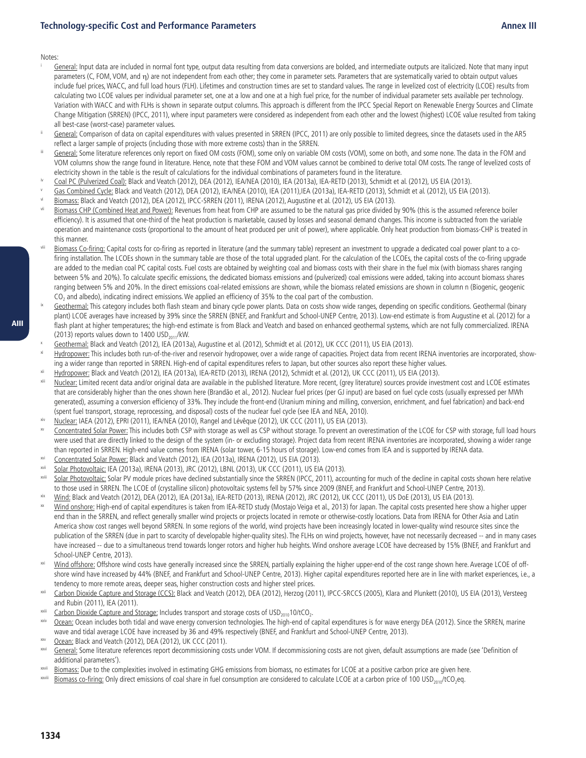Notes:

- [i] General: Input data are included in normal font type, output data resulting from data conversions are bolded, and intermediate outputs are italicized. Note that many input parameters (C, FOM, VOM, and η) are not independent from each other; they come in parameter sets. Parameters that are systematically varied to obtain output values include fuel prices, WACC, and full load hours (FLH). Lifetimes and construction times are set to standard values. The range in levelized cost of electricity (LCOE) results from calculating two LCOE values per individual parameter set, one at a low and one at a high fuel price, for the number of individual parameter sets available per technology. Variation with WACC and with FLHs is shown in separate output columns. This approach is different from the IPCC Special Report on Renewable Energy Sources and Climate Change Mitigation (SRREN) (IPCC, 2011), where input parameters were considered as independent from each other and the lowest (highest) LCOE value resulted from taking all best-case (worst-case) parameter values.
- [ii] General: Comparison of data on capital expenditures with values presented in SRREN (IPCC, 2011) are only possible to limited degrees, since the datasets used in the AR5 reflect a larger sample of projects (including those with more extreme costs) than in the SRREN.
- [iii] General: Some literature references only report on fixed OM costs (FOM), some only on variable OM costs (VOM), some on both, and some none. The data in the FOM and VOM columns show the range found in literature. Hence, note that these FOM and VOM values cannot be combined to derive total OM costs. The range of levelized costs of electricity shown in the table is the result of calculations for the individual combinations of parameters found in the literature.
- [iv] Coal PC (Pulverized Coal): Black and Veatch (2012), DEA (2012), IEA/NEA (2010), IEA (2013a), IEA-RETD (2013), Schmidt et al. (2012), US EIA (2013).
- [v] Gas Combined Cycle: Black and Veatch (2012), DEA (2012), IEA/NEA (2010), IEA (2011),IEA (2013a), IEA-RETD (2013), Schmidt et al. (2012), US EIA (2013).
- [vi] Biomass: Black and Veatch (2012), DEA (2012), IPCC-SRREN (2011), IRENA (2012), Augustine et al. (2012), US EIA (2013).
- [vii] Biomass CHP (Combined Heat and Power): Revenues from heat from CHP are assumed to be the natural gas price divided by 90% (this is the assumed reference boiler efficiency). It is assumed that one-third of the heat production is marketable, caused by losses and seasonal demand changes. This income is subtracted from the variable operation and maintenance costs (proportional to the amount of heat produced per unit of power), where applicable. Only heat production from biomass-CHP is treated in this manner.
- [viii] Biomass Co-firing: Capital costs for co-firing as reported in literature (and the summary table) represent an investment to upgrade a dedicated coal power plant to a co-firing installation. The LCOEs shown in the summary table are those of the total upgraded plant. For the calculation of the LCOEs, the capital costs of the co-firing upgrade are added to the median coal PC capital costs. Fuel costs are obtained by weighting coal and biomass costs with their share in the fuel mix (with biomass shares ranging between 5% and 20%). To calculate specific emissions, the dedicated biomass emissions and (pulverized) coal emissions were added, taking into account biomass shares ranging between 5% and 20%. In the direct emissions coal-related emissions are shown, while the biomass related emissions are shown in column n (Biogenic, geogenic $CO_2$ and albedo), indicating indirect emissions. We applied an efficiency of 35% to the coal part of the combustion.
- [ix] Geothermal: This category includes both flash steam and binary cycle power plants. Data on costs show wide ranges, depending on specific conditions. Geothermal (binary plant) LCOE averages have increased by 39% since the SRREN (BNEF, and Frankfurt and School-UNEP Centre, 2013). Low-end estimate is from Augustine et al. (2012) for a flash plant at higher temperatures; the high-end estimate is from Black and Veatch and based on enhanced geothermal systems, which are not fully commercialized. IRENA (2013) reports values down to 1400 $USD_{2011}$/kW.
- [x] Geothermal: Black and Veatch (2012), IEA (2013a), Augustine et al. (2012), Schmidt et al. (2012), UK CCC (2011), US EIA (2013).
- [xi] Hydropower: This includes both run-of-the-river and reservoir hydropower, over a wide range of capacities. Project data from recent IRENA inventories are incorporated, showing a wider range than reported in SRREN. High-end of capital expenditures refers to Japan, but other sources also report these higher values.
- [xii] Hydropower: Black and Veatch (2012), IEA (2013a), IEA-RETD (2013), IRENA (2012), Schmidt et al. (2012), UK CCC (2011), US EIA (2013).
- [xiii] Nuclear: Limited recent data and/or original data are available in the published literature. More recent, (grey literature) sources provide investment cost and LCOE estimates that are considerably higher than the ones shown here (Brandão et al., 2012). Nuclear fuel prices (per GJ input) are based on fuel cycle costs (usually expressed per MWh generated), assuming a conversion efficiency of 33%. They include the front-end (Uranium mining and milling, conversion, enrichment, and fuel fabrication) and back-end (spent fuel transport, storage, reprocessing, and disposal) costs of the nuclear fuel cycle (see IEA and NEA, 2010).
- [xiv] Nuclear: IAEA (2012), EPRI (2011), IEA/NEA (2010), Rangel and Lévêque (2012), UK CCC (2011), US EIA (2013).
- [xv] Concentrated Solar Power: This includes both CSP with storage as well as CSP without storage. To prevent an overestimation of the LCOE for CSP with storage, full load hours were used that are directly linked to the design of the system (in- or excluding storage). Project data from recent IRENA inventories are incorporated, showing a wider range than reported in SRREN. High-end value comes from IRENA (solar tower, 6-15 hours of storage). Low-end comes from IEA and is supported by IRENA data.
- [xvi] Concentrated Solar Power: Black and Veatch (2012), IEA (2013a), IRENA (2012), US EIA (2013).
- [xvii] Solar Photovoltaic: IEA (2013a), IRENA (2013), JRC (2012), LBNL (2013), UK CCC (2011), US EIA (2013).
- [xviii] Solar Photovoltaic: Solar PV module prices have declined substantially since the SRREN (IPCC, 2011), accounting for much of the decline in capital costs shown here relative to those used in SRREN. The LCOE of (crystalline silicon) photovoltaic systems fell by 57% since 2009 (BNEF, and Frankfurt and School-UNEP Centre, 2013).
- [xix] Wind: Black and Veatch (2012), DEA (2012), IEA (2013a), IEA-RETD (2013), IRENA (2012), JRC (2012), UK CCC (2011), US DoE (2013), US EIA (2013).
- [xx] Wind onshore: High-end of capital expenditures is taken from IEA-RETD study (Mostajo Veiga et al., 2013) for Japan. The capital costs presented here show a higher upper end than in the SRREN, and reflect generally smaller wind projects or projects located in remote or otherwise-costly locations. Data from IRENA for Other Asia and Latin America show cost ranges well beyond SRREN. In some regions of the world, wind projects have been increasingly located in lower-quality wind resource sites since the publication of the SRREN (due in part to scarcity of developable higher-quality sites). The FLHs on wind projects, however, have not necessarily decreased -- and in many cases have increased -- due to a simultaneous trend towards longer rotors and higher hub heights. Wind onshore average LCOE have decreased by 15% (BNEF, and Frankfurt and School-UNEP Centre, 2013).
- [xxi] Wind offshore: Offshore wind costs have generally increased since the SRREN, partially explaining the higher upper-end of the cost range shown here. Average LCOE of offshore wind have increased by 44% (BNEF, and Frankfurt and School-UNEP Centre, 2013). Higher capital expenditures reported here are in line with market experiences, i.e., a tendency to more remote areas, deeper seas, higher construction costs and higher steel prices.
- [xxii] Carbon Dioxide Capture and Storage (CCS): Black and Veatch (2012), DEA (2012), Herzog (2011), IPCC-SRCCS (2005), Klara and Plunkett (2010), US EIA (2013), Versteeg and Rubin (2011), IEA (2011).
- [xxiii] Carbon Dioxide Capture and Storage: Includes transport and storage costs of $USD_{2010}$10/$tCO_2$.
- [xxiv] Ocean: Ocean includes both tidal and wave energy conversion technologies. The high-end of capital expenditures is for wave energy DEA (2012). Since the SRREN, marine wave and tidal average LCOE have increased by 36 and 49% respectively (BNEF, and Frankfurt and School-UNEP Centre, 2013).
- [xxv] Ocean: Black and Veatch (2012), DEA (2012), UK CCC (2011).
- [xxvi] General: Some literature references report decommissioning costs under VOM. If decommissioning costs are not given, default assumptions are made (see 'Definition of additional parameters').
- [xxvii] Biomass: Due to the complexities involved in estimating GHG emissions from biomass, no estimates for LCOE at a positive carbon price are given here.
- [xxviii] Biomass co-firing: Only direct emissions of coal share in fuel consumption are considered to calculate LCOE at a carbon price of 100 $USD_{2010}/tCO_2eq$.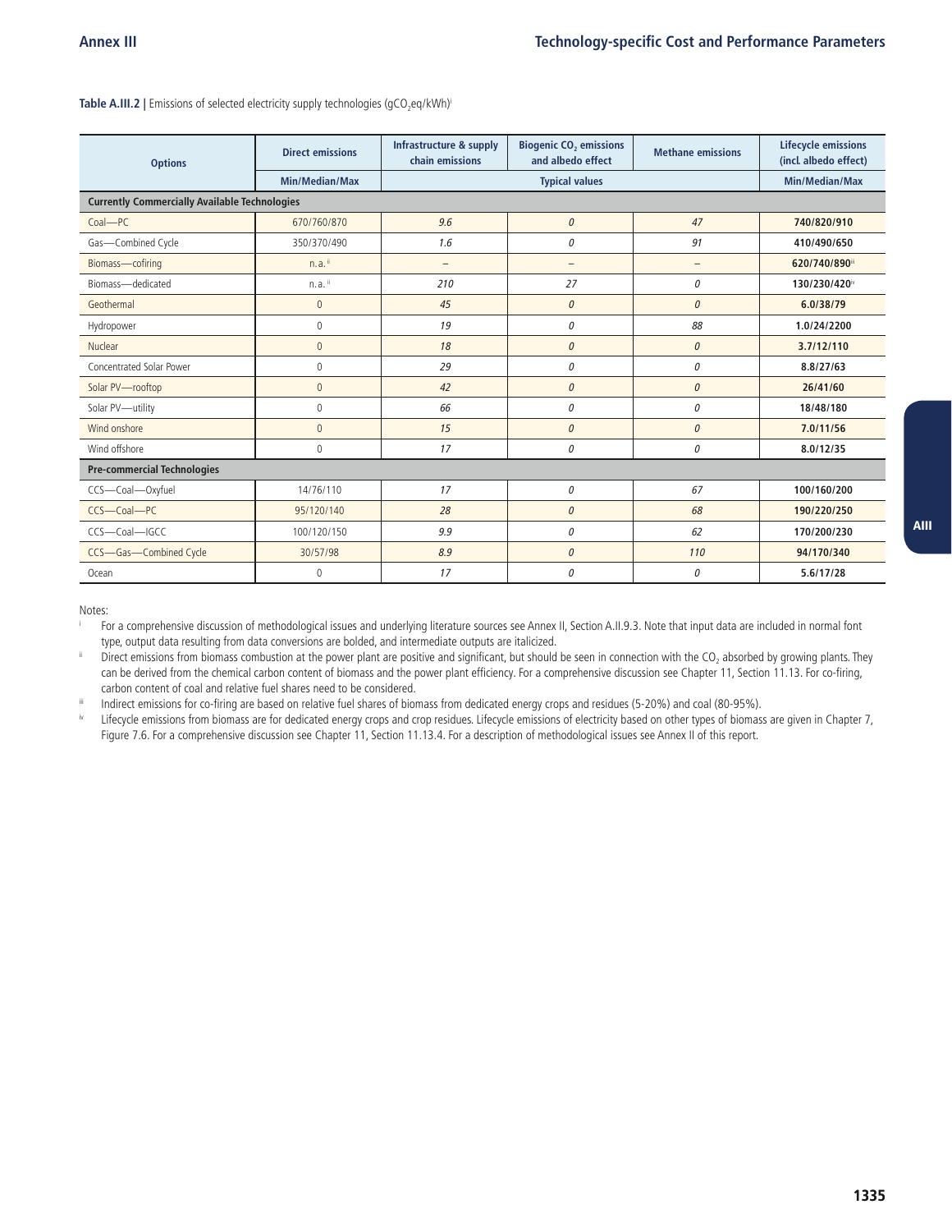**Table A.III.2 |** Emissions of selected electricity supply technologies ($gCO_2eq/kWh$)[i]

| Options | Direct emissions | Infrastructure & supply chain emissions | Biogenic $CO_2$ emissions and albedo effect | Methane emissions | Lifecycle emissions (incl. albedo effect) |
|---|---|---|---|---|---|
| | Min/Median/Max | Typical values | | | Min/Median/Max |
| **Currently Commercially Available Technologies** | | | | | |
| Coal—PC | 670/760/870 | *9.6* | *0* | *47* | **740/820/910** |
| Gas—Combined Cycle | 350/370/490 | *1.6* | *0* | *91* | **410/490/650** |
| Biomass—cofiring | n. a. [ii] | – | – | – | **620/740/890**[iii] |
| Biomass—dedicated | n. a. [ii] | *210* | *27* | *0* | **130/230/420**[iv] |
| Geothermal | 0 | *45* | *0* | *0* | **6.0/38/79** |
| Hydropower | 0 | *19* | *0* | *88* | **1.0/24/2200** |
| Nuclear | 0 | *18* | *0* | *0* | **3.7/12/110** |
| Concentrated Solar Power | 0 | *29* | *0* | *0* | **8.8/27/63** |
| Solar PV—rooftop | 0 | *42* | *0* | *0* | **26/41/60** |
| Solar PV—utility | 0 | *66* | *0* | *0* | **18/48/180** |
| Wind onshore | 0 | *15* | *0* | *0* | **7.0/11/56** |
| Wind offshore | 0 | *17* | *0* | *0* | **8.0/12/35** |
| **Pre-commercial Technologies** | | | | | |
| CCS—Coal—Oxyfuel | 14/76/110 | *17* | *0* | *67* | **100/160/200** |
| CCS—Coal—PC | 95/120/140 | *28* | *0* | *68* | **190/220/250** |
| CCS—Coal—IGCC | 100/120/150 | *9.9* | *0* | *62* | **170/200/230** |
| CCS—Gas—Combined Cycle | 30/57/98 | *8.9* | *0* | *110* | **94/170/340** |
| Ocean | 0 | *17* | *0* | *0* | **5.6/17/28** |

Notes:

[i] For a comprehensive discussion of methodological issues and underlying literature sources see Annex II, Section A.II.9.3. Note that input data are included in normal font type, output data resulting from data conversions are bolded, and intermediate outputs are italicized.

[ii] Direct emissions from biomass combustion at the power plant are positive and significant, but should be seen in connection with the $CO_2$ absorbed by growing plants. They can be derived from the chemical carbon content of biomass and the power plant efficiency. For a comprehensive discussion see Chapter 11, Section 11.13. For co-firing, carbon content of coal and relative fuel shares need to be considered.

[iii] Indirect emissions for co-firing are based on relative fuel shares of biomass from dedicated energy crops and residues (5-20%) and coal (80-95%).

[iv] Lifecycle emissions from biomass are for dedicated energy crops and crop residues. Lifecycle emissions of electricity based on other types of biomass are given in Chapter 7, Figure 7.6. For a comprehensive discussion see Chapter 11, Section 11.13.4. For a description of methodological issues see Annex II of this report.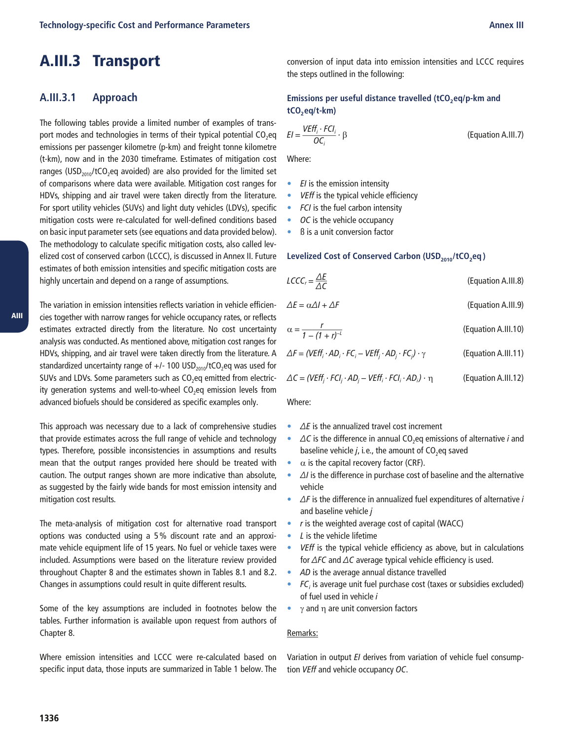## A.III.3 Transport

### A.III.3.1 Approach

The following tables provide a limited number of examples of transport modes and technologies in terms of their typical potential $CO_2$eq emissions per passenger kilometre (p-km) and freight tonne kilometre (t-km), now and in the 2030 timeframe. Estimates of mitigation cost ranges ($USD_{2010}/tCO_2$eq avoided) are also provided for the limited set of comparisons where data were available. Mitigation cost ranges for HDVs, shipping and air travel were taken directly from the literature. For sport utility vehicles (SUVs) and light duty vehicles (LDVs), specific mitigation costs were re-calculated for well-defined conditions based on basic input parameter sets (see equations and data provided below). The methodology to calculate specific mitigation costs, also called levelized cost of conserved carbon (LCCC), is discussed in Annex II. Future estimates of both emission intensities and specific mitigation costs are highly uncertain and depend on a range of assumptions.

The variation in emission intensities reflects variation in vehicle efficiencies together with narrow ranges for vehicle occupancy rates, or reflects estimates extracted directly from the literature. No cost uncertainty analysis was conducted. As mentioned above, mitigation cost ranges for HDVs, shipping, and air travel were taken directly from the literature. A standardized uncertainty range of +/- 100 $USD_{2010}/tCO_2$eq was used for SUVs and LDVs. Some parameters such as $CO_2$eq emitted from electricity generation systems and well-to-wheel $CO_2$eq emission levels from advanced biofuels should be considered as specific examples only.

This approach was necessary due to a lack of comprehensive studies that provide estimates across the full range of vehicle and technology types. Therefore, possible inconsistencies in assumptions and results mean that the output ranges provided here should be treated with caution. The output ranges shown are more indicative than absolute, as suggested by the fairly wide bands for most emission intensity and mitigation cost results.

The meta-analysis of mitigation cost for alternative road transport options was conducted using a 5 % discount rate and an approximate vehicle equipment life of 15 years. No fuel or vehicle taxes were included. Assumptions were based on the literature review provided throughout Chapter 8 and the estimates shown in Tables 8.1 and 8.2. Changes in assumptions could result in quite different results.

Some of the key assumptions are included in footnotes below the tables. Further information is available upon request from authors of Chapter 8.

Where emission intensities and LCCC were re-calculated based on specific input data, those inputs are summarized in Table 1 below. The conversion of input data into emission intensities and LCCC requires the steps outlined in the following:

#### Emissions per useful distance travelled ($tCO_2$eq/p-km and $tCO_2$eq/t-km)

$$EI = \frac{VEff_i \cdot FCI_i}{OC_i} \cdot \beta \qquad \text{(Equation A.III.7)}$$

Where:

- $EI$ is the emission intensity
- $VEff$ is the typical vehicle efficiency
- $FCI$ is the fuel carbon intensity
- $OC$ is the vehicle occupancy
- $\beta$ is a unit conversion factor

#### Levelized Cost of Conserved Carbon ($USD_{2010}/tCO_2$eq)

$$LCCC_r = \frac{\Delta E}{\Delta C} \qquad \text{(Equation A.III.8)}$$

$$\Delta E = \alpha \Delta I + \Delta F \qquad \text{(Equation A.III.9)}$$

$$\alpha = \frac{r}{1 - (1 + r)^{-L}} \qquad \text{(Equation A.III.10)}$$

$$\Delta F = (VEff_i \cdot AD_i \cdot FC_i - VEff_j \cdot AD_j \cdot FC_j) \cdot \gamma \qquad \text{(Equation A.III.11)}$$

$$\Delta C = (VEff_j \cdot FCI_j \cdot AD_j - VEff_i \cdot FCI_i \cdot AD_i) \cdot \eta \qquad \text{(Equation A.III.12)}$$

Where:

- $\Delta E$ is the annualized travel cost increment
- $\Delta C$ is the difference in annual $CO_2$eq emissions of alternative $i$ and baseline vehicle $j$, i.e., the amount of $CO_2$eq saved
- $\alpha$ is the capital recovery factor (CRF).
- $\Delta I$ is the difference in purchase cost of baseline and the alternative vehicle
- $\Delta F$ is the difference in annualized fuel expenditures of alternative $i$ and baseline vehicle $j$
- $r$ is the weighted average cost of capital (WACC)
- $L$ is the vehicle lifetime
- $VEff$ is the typical vehicle efficiency as above, but in calculations for $\Delta FC$ and $\Delta C$ average typical vehicle efficiency is used.
- $AD$ is the average annual distance travelled
- $FC_i$ is average unit fuel purchase cost (taxes or subsidies excluded) of fuel used in vehicle $i$
- $\gamma$ and $\eta$ are unit conversion factors

Remarks:

Variation in output $EI$ derives from variation of vehicle fuel consumption $VEff$ and vehicle occupancy $OC$.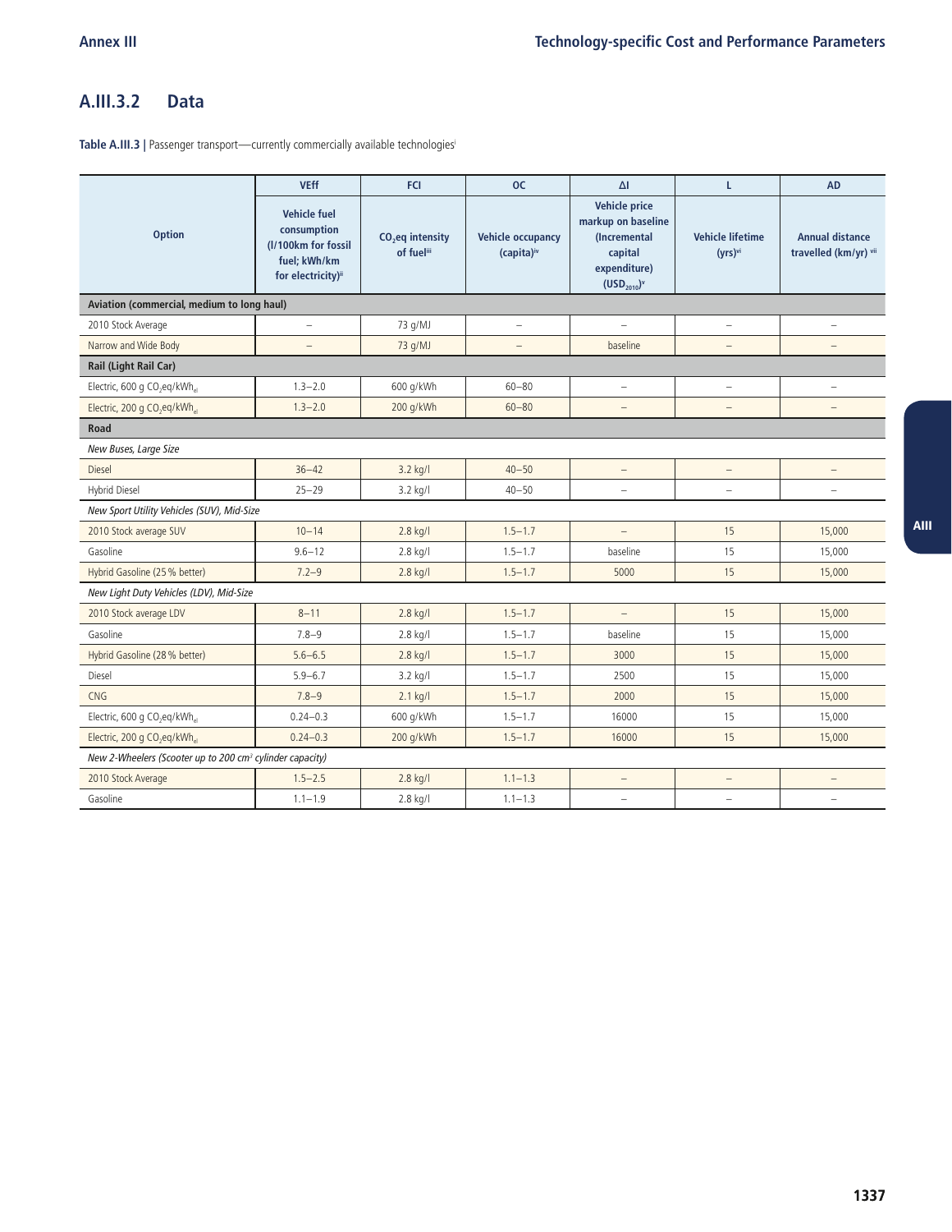## A.III.3.2 Data

**Table A.III.3 |** Passenger transport—currently commercially available technologies[i]

| Option | VEff | FCI | OC | ΔI | L | AD |
|---|---|---|---|---|---|---|
| | Vehicle fuel consumption (l/100km for fossil fuel; kWh/km for electricity)[ii] | $CO_2$eq intensity of fuel[iii] | Vehicle occupancy (capita)[iv] | Vehicle price markup on baseline (Incremental capital expenditure) ($USD_{2010}$)[v] | Vehicle lifetime (yrs)[vi] | Annual distance travelled (km/yr)[vii] |
| **Aviation (commercial, medium to long haul)** | | | | | | |
| 2010 Stock Average | – | 73 g/MJ | – | – | – | – |
| Narrow and Wide Body | – | 73 g/MJ | – | baseline | – | – |
| **Rail (Light Rail Car)** | | | | | | |
| Electric, 600 g $CO_2eq/kWh_{el}$ | 1.3–2.0 | 600 g/kWh | 60–80 | – | – | – |
| Electric, 200 g $CO_2eq/kWh_{el}$ | 1.3–2.0 | 200 g/kWh | 60–80 | – | – | – |
| **Road** | | | | | | |
| *New Buses, Large Size* | | | | | | |
| Diesel | 36–42 | 3.2 kg/l | 40–50 | – | – | – |
| Hybrid Diesel | 25–29 | 3.2 kg/l | 40–50 | – | – | – |
| *New Sport Utility Vehicles (SUV), Mid-Size* | | | | | | |
| 2010 Stock average SUV | 10–14 | 2.8 kg/l | 1.5–1.7 | – | 15 | 15,000 |
| Gasoline | 9.6–12 | 2.8 kg/l | 1.5–1.7 | baseline | 15 | 15,000 |
| Hybrid Gasoline (25 % better) | 7.2–9 | 2.8 kg/l | 1.5–1.7 | 5000 | 15 | 15,000 |
| *New Light Duty Vehicles (LDV), Mid-Size* | | | | | | |
| 2010 Stock average LDV | 8–11 | 2.8 kg/l | 1.5–1.7 | – | 15 | 15,000 |
| Gasoline | 7.8–9 | 2.8 kg/l | 1.5–1.7 | baseline | 15 | 15,000 |
| Hybrid Gasoline (28 % better) | 5.6–6.5 | 2.8 kg/l | 1.5–1.7 | 3000 | 15 | 15,000 |
| Diesel | 5.9–6.7 | 3.2 kg/l | 1.5–1.7 | 2500 | 15 | 15,000 |
| CNG | 7.8–9 | 2.1 kg/l | 1.5–1.7 | 2000 | 15 | 15,000 |
| Electric, 600 g $CO_2eq/kWh_{el}$ | 0.24–0.3 | 600 g/kWh | 1.5–1.7 | 16000 | 15 | 15,000 |
| Electric, 200 g $CO_2eq/kWh_{el}$ | 0.24–0.3 | 200 g/kWh | 1.5–1.7 | 16000 | 15 | 15,000 |
| *New 2-Wheelers (Scooter up to 200 $cm^3$ cylinder capacity)* | | | | | | |
| 2010 Stock Average | 1.5–2.5 | 2.8 kg/l | 1.1–1.3 | – | – | – |
| Gasoline | 1.1–1.9 | 2.8 kg/l | 1.1–1.3 | – | – | – |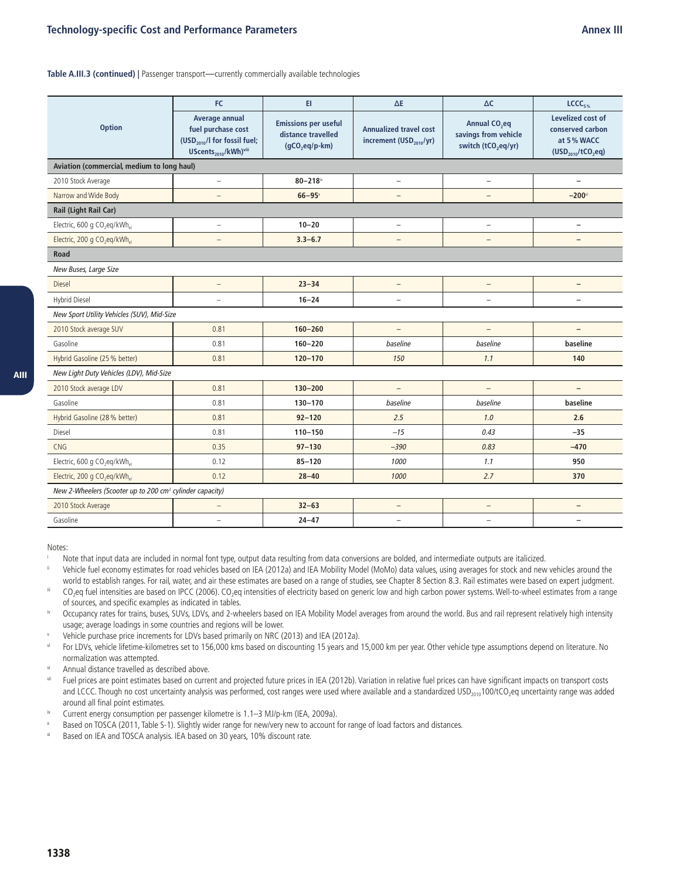**Table A.III.3 (continued)** | Passenger transport—currently commercially available technologies

| Option | FC | EI | ΔE | ΔC | $LCCC_{5\%}$ |
|---|---|---|---|---|---|
| | Average annual fuel purchase cost ($USD_{2010}$/l for fossil fuel; $UScents_{2010}$/kWh)[viii] | Emissions per useful distance travelled ($gCO_2eq$/p-km) | Annualized travel cost increment ($USD_{2010}$/yr) | Annual $CO_2eq$ savings from vehicle switch ($tCO_2eq$/yr) | Levelized cost of conserved carbon at 5 % WACC ($USD_{2010}/tCO_2eq$) |
| **Aviation (commercial, medium to long haul)** | | | | | |
| 2010 Stock Average | – | **80–218**[ix] | – | – | – |
| Narrow and Wide Body | – | **66–95**[x] | – | – | **–200**[xi] |
| **Rail (Light Rail Car)** | | | | | |
| Electric, 600 g $CO_2eq/kWh_{el}$ | – | **10–20** | – | – | – |
| Electric, 200 g $CO_2eq/kWh_{el}$ | – | **3.3–6.7** | – | – | – |
| **Road** | | | | | |
| *New Buses, Large Size* | | | | | |
| Diesel | – | **23–34** | – | – | – |
| Hybrid Diesel | – | **16–24** | – | – | – |
| *New Sport Utility Vehicles (SUV), Mid-Size* | | | | | |
| 2010 Stock average SUV | 0.81 | **160–260** | – | – | – |
| Gasoline | 0.81 | **160–220** | *baseline* | *baseline* | **baseline** |
| Hybrid Gasoline (25 % better) | 0.81 | **120–170** | *150* | *1.1* | **140** |
| *New Light Duty Vehicles (LDV), Mid-Size* | | | | | |
| 2010 Stock average LDV | 0.81 | **130–200** | – | – | – |
| Gasoline | 0.81 | **130–170** | *baseline* | *baseline* | **baseline** |
| Hybrid Gasoline (28 % better) | 0.81 | **92–120** | *2.5* | *1.0* | **2.6** |
| Diesel | 0.81 | **110–150** | *–15* | *0.43* | **–35** |
| CNG | 0.35 | **97–130** | *–390* | *0.83* | **–470** |
| Electric, 600 g $CO_2eq/kWh_{el}$ | 0.12 | **85–120** | *1000* | *1.1* | **950** |
| Electric, 200 g $CO_2eq/kWh_{el}$ | 0.12 | **28–40** | *1000* | *2.7* | **370** |
| *New 2-Wheelers (Scooter up to 200 $cm^3$ cylinder capacity)* | | | | | |
| 2010 Stock Average | – | **32–63** | – | – | – |
| Gasoline | – | **24–47** | – | – | – |

Notes:

[i] Note that input data are included in normal font type, output data resulting from data conversions are bolded, and intermediate outputs are italicized.

[ii] Vehicle fuel economy estimates for road vehicles based on IEA (2012a) and IEA Mobility Model (MoMo) data values, using averages for stock and new vehicles around the world to establish ranges. For rail, water, and air these estimates are based on a range of studies, see Chapter 8 Section 8.3. Rail estimates were based on expert judgment.

[iii] $CO_2eq$ fuel intensities are based on IPCC (2006). $CO_2eq$ intensities of electricity based on generic low and high carbon power systems. Well-to-wheel estimates from a range of sources, and specific examples as indicated in tables.

[iv] Occupancy rates for trains, buses, SUVs, LDVs, and 2-wheelers based on IEA Mobility Model averages from around the world. Bus and rail represent relatively high intensity usage; average loadings in some countries and regions will be lower.

[v] Vehicle purchase price increments for LDVs based primarily on NRC (2013) and IEA (2012a).

[vi] For LDVs, vehicle lifetime-kilometres set to 156,000 kms based on discounting 15 years and 15,000 km per year. Other vehicle type assumptions depend on literature. No normalization was attempted.

[vi] Annual distance travelled as described above.

[vii] Fuel prices are point estimates based on current and projected future prices in IEA (2012b). Variation in relative fuel prices can have significant impacts on transport costs and LCCC. Though no cost uncertainty analysis was performed, cost ranges were used where available and a standardized $USD_{2010}100/tCO_2eq$ uncertainty range was added around all final point estimates.

[ix] Current energy consumption per passenger kilometre is 1.1–3 MJ/p-km (IEA, 2009a).

[x] Based on TOSCA (2011, Table S-1). Slightly wider range for new/very new to account for range of load factors and distances.

[xi] Based on IEA and TOSCA analysis. IEA based on 30 years, 10% discount rate.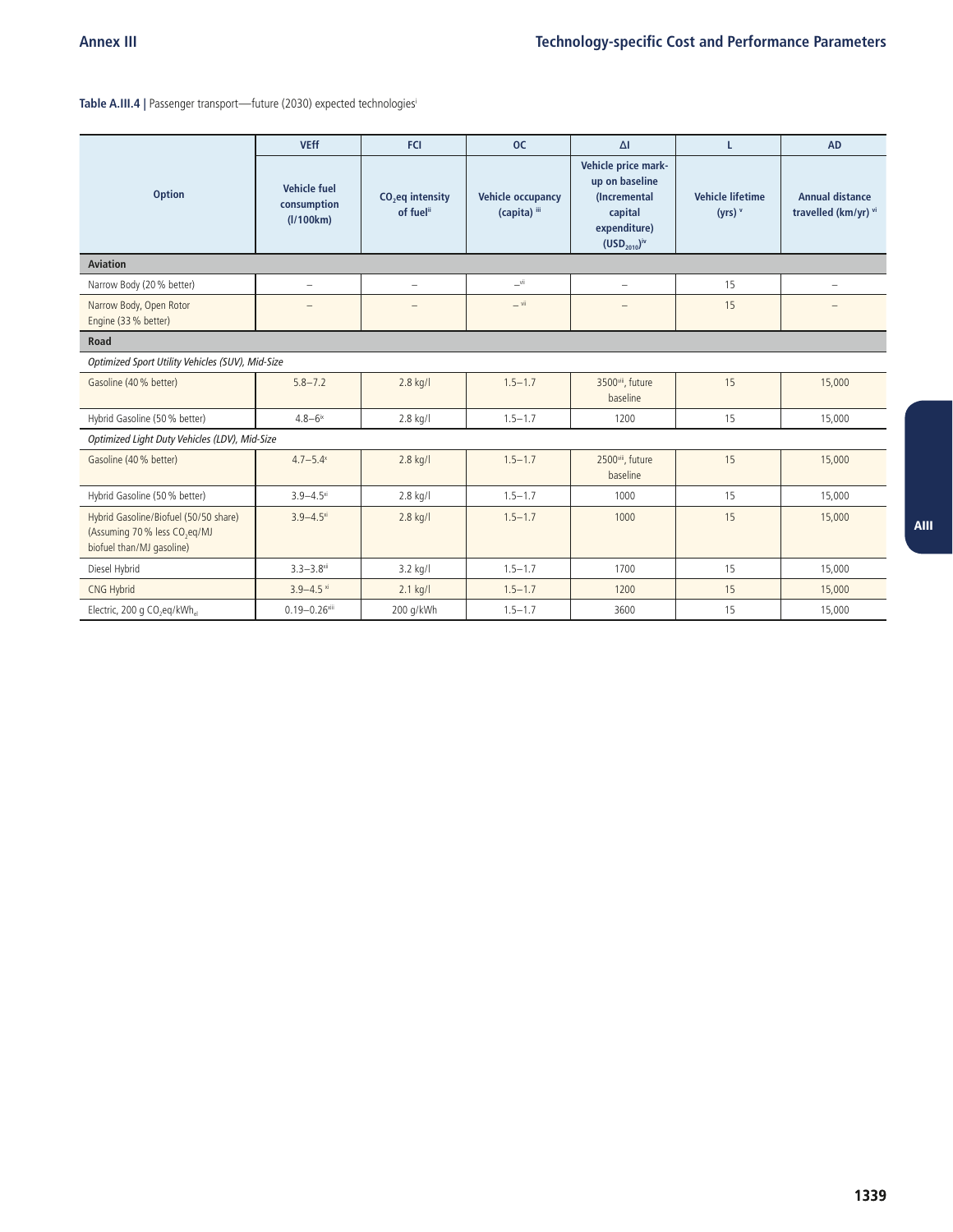**Table A.III.4 |** Passenger transport—future (2030) expected technologies[i]

| Option | VEff | FCI | OC | ΔI | L | AD |
|---|---|---|---|---|---|---|
| | Vehicle fuel consumption (l/100km) | $CO_2$eq intensity of fuel[ii] | Vehicle occupancy (capita)[iii] | Vehicle price mark-up on baseline (Incremental capital expenditure) ($USD_{2010}$)[iv] | Vehicle lifetime (yrs)[v] | Annual distance travelled (km/yr)[vi] |
| **Aviation** | | | | | | |
| Narrow Body (20 % better) | – | – | –[vii] | – | 15 | – |
| Narrow Body, Open Rotor Engine (33 % better) | – | – | –[vii] | – | 15 | – |
| **Road** | | | | | | |
| *Optimized Sport Utility Vehicles (SUV), Mid-Size* | | | | | | |
| Gasoline (40 % better) | 5.8–7.2 | 2.8 kg/l | 1.5–1.7 | 3500[viii], future baseline | 15 | 15,000 |
| Hybrid Gasoline (50 % better) | 4.8–6[ix] | 2.8 kg/l | 1.5–1.7 | 1200 | 15 | 15,000 |
| *Optimized Light Duty Vehicles (LDV), Mid-Size* | | | | | | |
| Gasoline (40 % better) | 4.7–5.4[x] | 2.8 kg/l | 1.5–1.7 | 2500[viii], future baseline | 15 | 15,000 |
| Hybrid Gasoline (50 % better) | 3.9–4.5[xi] | 2.8 kg/l | 1.5–1.7 | 1000 | 15 | 15,000 |
| Hybrid Gasoline/Biofuel (50/50 share) (Assuming 70 % less $CO_2$eq/MJ biofuel than/MJ gasoline) | 3.9–4.5[xi] | 2.8 kg/l | 1.5–1.7 | 1000 | 15 | 15,000 |
| Diesel Hybrid | 3.3–3.8[xii] | 3.2 kg/l | 1.5–1.7 | 1700 | 15 | 15,000 |
| CNG Hybrid | 3.9–4.5[xi] | 2.1 kg/l | 1.5–1.7 | 1200 | 15 | 15,000 |
| Electric, 200 g $CO_2$eq/$kWh_{el}$ | 0.19–0.26[xiii] | 200 g/kWh | 1.5–1.7 | 3600 | 15 | 15,000 |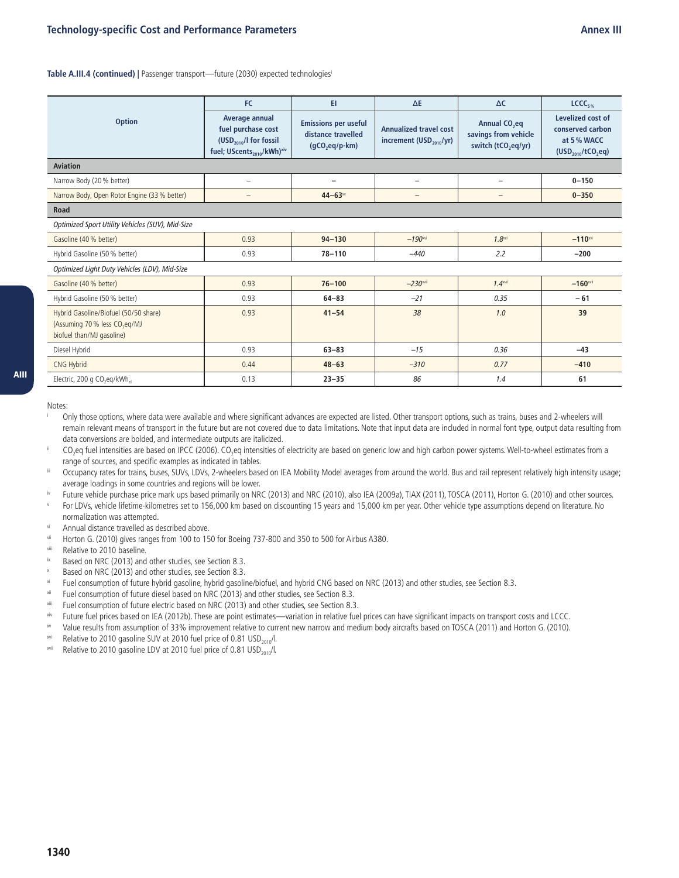**Table A.III.4 (continued) |** Passenger transport—future (2030) expected technologies[i]

| Option | FC | EI | ΔE | ΔC | $LCCC_{5\%}$ |
|---|---|---|---|---|---|
| | **Average annual fuel purchase cost ($USD_{2010}$/l for fossil fuel; $UScents_{2010}$/kWh)[xiv]** | **Emissions per useful distance travelled ($gCO_2eq$/p-km)** | **Annualized travel cost increment ($USD_{2010}$/yr)** | **Annual $CO_2eq$ savings from vehicle switch ($tCO_2eq$/yr)** | **Levelized cost of conserved carbon at 5 % WACC ($USD_{2010}/tCO_2eq$)** |
| **Aviation** | | | | | |
| Narrow Body (20 % better) | – | – | – | – | **0–150** |
| Narrow Body, Open Rotor Engine (33 % better) | – | **44–63**[xv] | – | – | **0–350** |
| **Road** | | | | | |
| *Optimized Sport Utility Vehicles (SUV), Mid-Size* | | | | | |
| Gasoline (40 % better) | 0.93 | **94–130** | *–190*[xvi] | *1.8*[xvi] | **–110**[xvi] |
| Hybrid Gasoline (50 % better) | 0.93 | **78–110** | *–440* | *2.2* | **–200** |
| *Optimized Light Duty Vehicles (LDV), Mid-Size* | | | | | |
| Gasoline (40 % better) | 0.93 | **76–100** | *–230*[xvii] | *1.4*[xvii] | **–160**[xvii] |
| Hybrid Gasoline (50 % better) | 0.93 | **64–83** | *–21* | *0.35* | **– 61** |
| Hybrid Gasoline/Biofuel (50/50 share) (Assuming 70 % less $CO_2eq$/MJ biofuel than/MJ gasoline) | 0.93 | **41–54** | *38* | *1.0* | **39** |
| Diesel Hybrid | 0.93 | **63–83** | *–15* | *0.36* | **–43** |
| CNG Hybrid | 0.44 | **48–63** | *–310* | *0.77* | **–410** |
| Electric, 200 g $CO_2eq/kWh_{el}$ | 0.13 | **23–35** | *86* | *1.4* | **61** |

Notes:

i Only those options, where data were available and where significant advances are expected are listed. Other transport options, such as trains, buses and 2-wheelers will remain relevant means of transport in the future but are not covered due to data limitations. Note that input data are included in normal font type, output data resulting from data conversions are bolded, and intermediate outputs are italicized.

ii $CO_2eq$ fuel intensities are based on IPCC (2006). $CO_2eq$ intensities of electricity are based on generic low and high carbon power systems. Well-to-wheel estimates from a range of sources, and specific examples as indicated in tables.

iii Occupancy rates for trains, buses, SUVs, LDVs, 2-wheelers based on IEA Mobility Model averages from around the world. Bus and rail represent relatively high intensity usage; average loadings in some countries and regions will be lower.

iv Future vehicle purchase price mark ups based primarily on NRC (2013) and NRC (2010), also IEA (2009a), TIAX (2011), TOSCA (2011), Horton G. (2010) and other sources.

v For LDVs, vehicle lifetime-kilometres set to 156,000 km based on discounting 15 years and 15,000 km per year. Other vehicle type assumptions depend on literature. No normalization was attempted.

vi Annual distance travelled as described above.

vii Horton G. (2010) gives ranges from 100 to 150 for Boeing 737-800 and 350 to 500 for Airbus A380.

viii Relative to 2010 baseline.

ix Based on NRC (2013) and other studies, see Section 8.3.

x Based on NRC (2013) and other studies, see Section 8.3.

xi Fuel consumption of future hybrid gasoline, hybrid gasoline/biofuel, and hybrid CNG based on NRC (2013) and other studies, see Section 8.3.

xii Fuel consumption of future diesel based on NRC (2013) and other studies, see Section 8.3.

xiii Fuel consumption of future electric based on NRC (2013) and other studies, see Section 8.3.

xiv Future fuel prices based on IEA (2012b). These are point estimates—variation in relative fuel prices can have significant impacts on transport costs and LCCC.

xv Value results from assumption of 33% improvement relative to current new narrow and medium body aircrafts based on TOSCA (2011) and Horton G. (2010).

xvi Relative to 2010 gasoline SUV at 2010 fuel price of 0.81 $USD_{2010}$/l.

xvii Relative to 2010 gasoline LDV at 2010 fuel price of 0.81 $USD_{2010}$/l.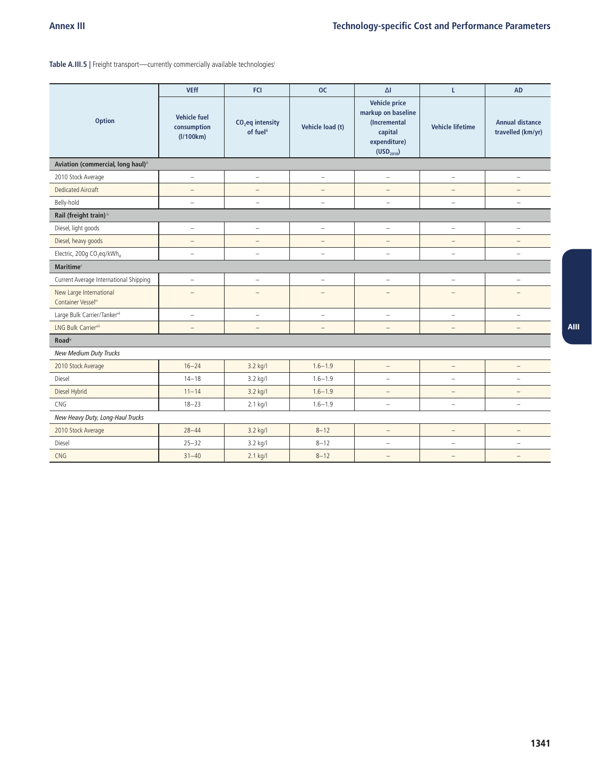**Table A.III.5 |** Freight transport—currently commercially available technologies[i]

| | VEff | FCI | OC | ΔI | L | AD |
|---|---|---|---|---|---|---|
| Option | Vehicle fuel consumption (l/100km) | $CO_2$eq intensity of fuel[ii] | Vehicle load (t) | Vehicle price markup on baseline (Incremental capital expenditure) ($USD_{2010}$) | Vehicle lifetime | Annual distance travelled (km/yr) |
| **Aviation (commercial, long haul)**[iii] | | | | | | |
| 2010 Stock Average | – | – | – | – | – | – |
| Dedicated Aircraft | – | – | – | – | – | – |
| Belly-hold | – | – | – | – | – | – |
| **Rail (freight train)**[iv] | | | | | | |
| Diesel, light goods | – | – | – | – | – | – |
| Diesel, heavy goods | – | – | – | – | – | – |
| Electric, 200g $CO_2eq/kWh_{el}$ | – | – | – | – | – | – |
| **Maritime**[v] | | | | | | |
| Current Average International Shipping | – | – | – | – | – | – |
| New Large International Container Vessel[vi] | – | – | – | – | – | – |
| Large Bulk Carrier/Tanker[vii] | – | – | – | – | – | – |
| LNG Bulk Carrier[viii] | – | – | – | – | – | – |
| **Road**[ix] | | | | | | |
| *New Medium Duty Trucks* | | | | | | |
| 2010 Stock Average | 16–24 | 3.2 kg/l | 1.6–1.9 | – | – | – |
| Diesel | 14–18 | 3.2 kg/l | 1.6–1.9 | – | – | – |
| Diesel Hybrid | 11–14 | 3.2 kg/l | 1.6–1.9 | – | – | – |
| CNG | 18–23 | 2.1 kg/l | 1.6–1.9 | – | – | – |
| *New Heavy Duty, Long-Haul Trucks* | | | | | | |
| 2010 Stock Average | 28–44 | 3.2 kg/l | 8–12 | – | – | – |
| Diesel | 25–32 | 3.2 kg/l | 8–12 | – | – | – |
| CNG | 31–40 | 2.1 kg/l | 8–12 | – | – | – |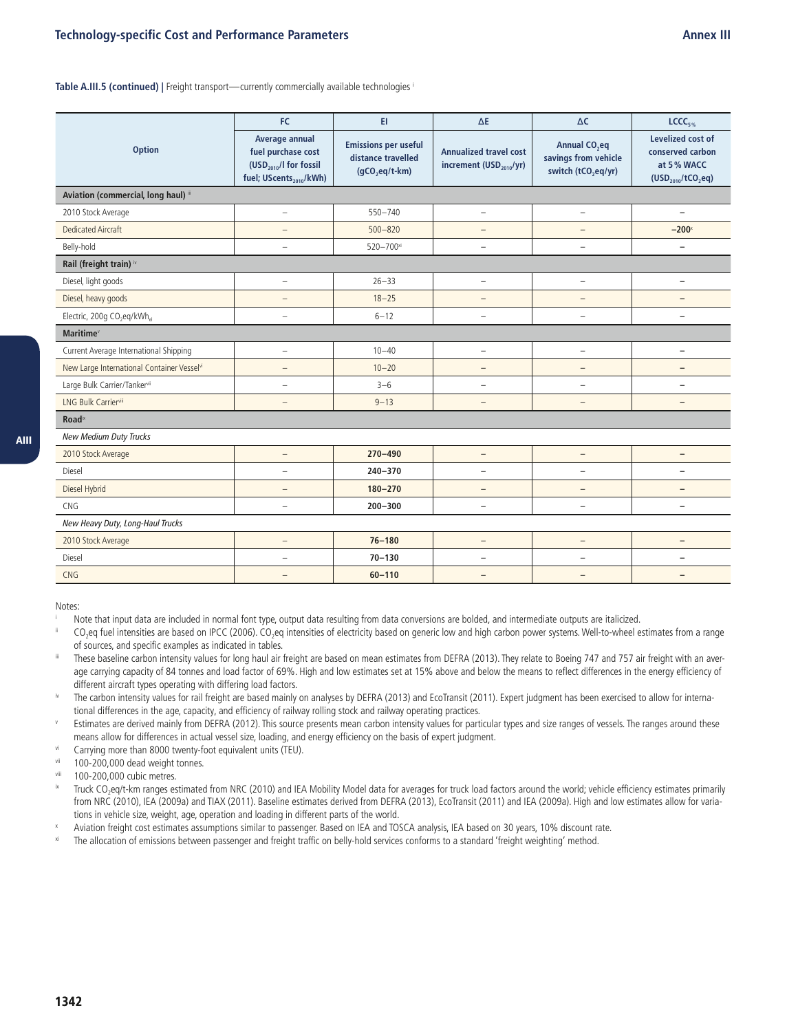**Table A.III.5 (continued)** | Freight transport—currently commercially available technologies [i]

| Option | FC<br>Average annual fuel purchase cost ($USD_{2010}$/l for fossil fuel; $UScents_{2010}$/kWh) | EI<br>Emissions per useful distance travelled ($gCO_2eq$/t-km) | ΔE<br>Annualized travel cost increment ($USD_{2010}$/yr) | ΔC<br>Annual $CO_2eq$ savings from vehicle switch ($tCO_2eq$/yr) | $LCCC_{5\%}$<br>Levelized cost of conserved carbon at 5% WACC ($USD_{2010}/tCO_2eq$) |
|---|---|---|---|---|---|
| **Aviation (commercial, long haul)** [ii] | | | | | |
| 2010 Stock Average | – | 550–740 | – | – | – |
| Dedicated Aircraft | – | 500–820 | – | – | **–200**[x] |
| Belly-hold | – | 520–700[xi] | – | – | – |
| **Rail (freight train)** [iv] | | | | | |
| Diesel, light goods | – | 26–33 | – | – | – |
| Diesel, heavy goods | – | 18–25 | – | – | – |
| Electric, 200g $CO_2eq/kWh_{el}$ | – | 6–12 | – | – | – |
| **Maritime**[v] | | | | | |
| Current Average International Shipping | – | 10–40 | – | – | – |
| New Large International Container Vessel[vi] | – | 10–20 | – | – | – |
| Large Bulk Carrier/Tanker[vii] | – | 3–6 | – | – | – |
| LNG Bulk Carrier[viii] | – | 9–13 | – | – | – |
| **Road**[ix] | | | | | |
| *New Medium Duty Trucks* | | | | | |
| 2010 Stock Average | – | **270–490** | – | – | – |
| Diesel | – | **240–370** | – | – | – |
| Diesel Hybrid | – | **180–270** | – | – | – |
| CNG | – | **200–300** | – | – | – |
| *New Heavy Duty, Long-Haul Trucks* | | | | | |
| 2010 Stock Average | – | **76–180** | – | – | – |
| Diesel | – | **70–130** | – | – | – |
| CNG | – | **60–110** | – | – | – |

Notes:

[i] Note that input data are included in normal font type, output data resulting from data conversions are bolded, and intermediate outputs are italicized.

[ii] $CO_2eq$ fuel intensities are based on IPCC (2006). $CO_2eq$ intensities of electricity based on generic low and high carbon power systems. Well-to-wheel estimates from a range of sources, and specific examples as indicated in tables.

[iii] These baseline carbon intensity values for long haul air freight are based on mean estimates from DEFRA (2013). They relate to Boeing 747 and 757 air freight with an average carrying capacity of 84 tonnes and load factor of 69%. High and low estimates set at 15% above and below the means to reflect differences in the energy efficiency of different aircraft types operating with differing load factors.

[iv] The carbon intensity values for rail freight are based mainly on analyses by DEFRA (2013) and EcoTransit (2011). Expert judgment has been exercised to allow for international differences in the age, capacity, and efficiency of railway rolling stock and railway operating practices.

[v] Estimates are derived mainly from DEFRA (2012). This source presents mean carbon intensity values for particular types and size ranges of vessels. The ranges around these means allow for differences in actual vessel size, loading, and energy efficiency on the basis of expert judgment.

[vi] Carrying more than 8000 twenty-foot equivalent units (TEU).

[vii] 100-200,000 dead weight tonnes.

[viii] 100-200,000 cubic metres.

[ix] Truck $CO_2eq$/t-km ranges estimated from NRC (2010) and IEA Mobility Model data for averages for truck load factors around the world; vehicle efficiency estimates primarily from NRC (2010), IEA (2009a) and TIAX (2011). Baseline estimates derived from DEFRA (2013), EcoTransit (2011) and IEA (2009a). High and low estimates allow for variations in vehicle size, weight, age, operation and loading in different parts of the world.

[x] Aviation freight cost estimates assumptions similar to passenger. Based on IEA and TOSCA analysis, IEA based on 30 years, 10% discount rate.

[xi] The allocation of emissions between passenger and freight traffic on belly-hold services conforms to a standard 'freight weighting' method.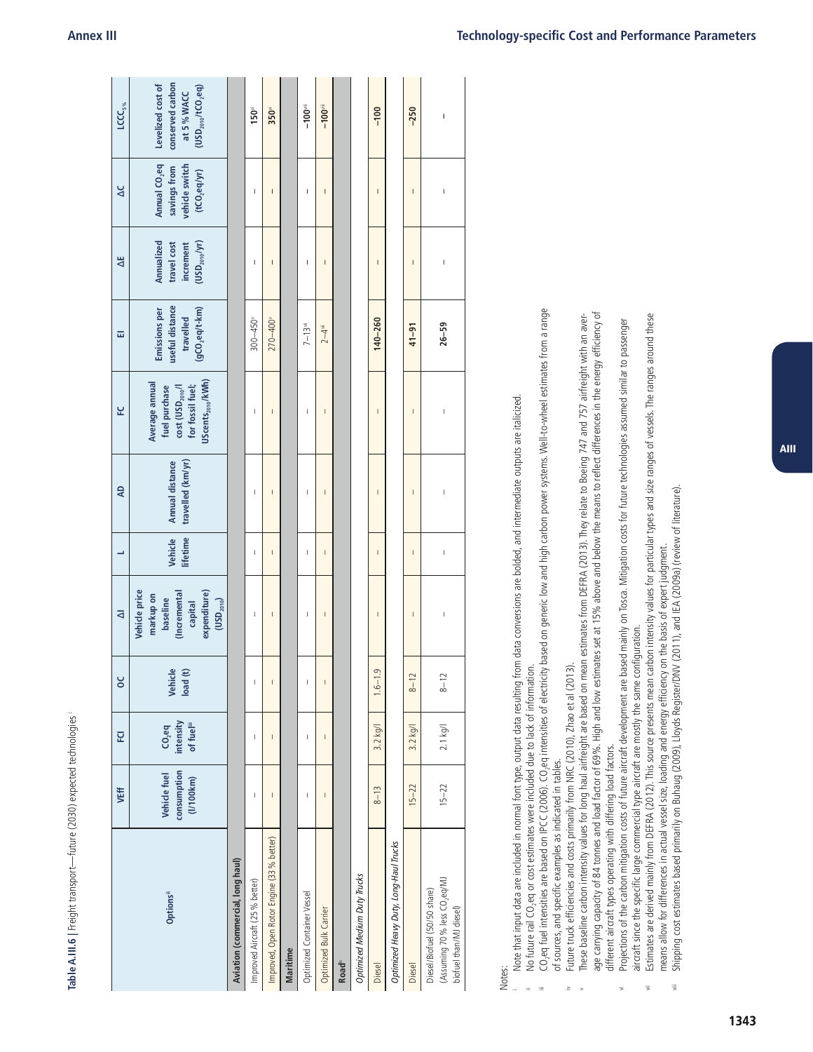**Table A.III.6 |** Freight transport—future (2030) expected technologies [i]

| Options[ii] | VEff | FCI | OC | ΔI | L | AD | FC | EI | ΔE | ΔC | $LCCC_{5\%}$ |
|---|---|---|---|---|---|---|---|---|---|---|---|
| | Vehicle fuel consumption (l/100km) | $CO_2eq$ intensity of fuel[iii] | Vehicle load (t) | Vehicle price markup on baseline (Incremental capital expenditure) ($USD_{2010}$) | Vehicle lifetime | Annual distance travelled (km/yr) | Average annual fuel purchase cost ($USD_{2010}$/l for fossil fuel; $UScents_{2010}$/kWh) | Emissions per useful distance travelled ($gCO_2eq$/t-km) | Annualized travel cost increment ($USD_{2010}$/yr) | Annual $CO_2eq$ savings from vehicle switch ($tCO_2eq$/yr) | Levelized cost of conserved carbon at 5% WACC ($USD_{2010}/tCO_2eq$) |
| **Aviation (commercial, long haul)** | | | | | | | | | | | |
| Improved Aircraft (25% better) | – | – | – | – | – | – | – | 300–450[v] | – | – | **150**[vi] |
| Improved, Open Rotor Engine (33% better) | – | – | – | – | – | – | – | 270–400[v] | – | – | **350**[vi] |
| **Maritime** | | | | | | | | | | | |
| Optimized Container Vessel | – | – | – | – | – | – | – | 7–13[vii] | – | – | **–100**[viii] |
| Optimized Bulk Carrier | – | – | – | – | – | – | – | 2–4[vii] | – | – | **–100**[viii] |
| **Road**[iv] | | | | | | | | | | | |
| *Optimized Medium Duty Trucks* | | | | | | | | | | | |
| Diesel | 8–13 | 3.2 kg/l | 1.6–1.9 | – | – | – | – | **140–260** | – | – | **–100** |
| *Optimized Heavy Duty, Long-Haul Trucks* | | | | | | | | | | | |
| Diesel | 15–22 | 3.2 kg/l | 8–12 | – | – | – | – | **41–91** | – | – | **–250** |
| Diesel/Biofuel (50/50 share) (Assuming 70% less $CO_2eq$/MJ biofuel than/MJ diesel) | 15–22 | 2.1 kg/l | 8–12 | – | – | – | – | **26–59** | – | – | – |

Notes:

i Note that input data are included in normal font type, output data resulting from data conversions are bolded, and intermediate outputs are italicized.

ii No future rail $CO_2eq$ or cost estimates were included due to lack of information.

iii $CO_2eq$ fuel intensities are based on IPCC (2006). $CO_2eq$ intensities of electricity based on generic low and high carbon power systems. Well-to-wheel estimates from a range of sources, and specific examples as indicated in tables.

iv Future truck efficiencies and costs primarily from NRC (2010), Zhao et al (2013).

v These baseline carbon intensity values for long haul airfreight are based on mean estimates from DEFRA (2013). They relate to Boeing 747 and 757 airfreight with an average carrying capacity of 84 tonnes and load factor of 69%. High and low estimates set at 15% above and below the means to reflect differences in the energy efficiency of different aircraft types operating with differing load factors.

vi Projections of the carbon mitigation costs of future aircraft development are based mainly on Tosca. Mitigation costs for future technologies assumed similar to passenger aircraft since the specific large commercial type aircraft are mostly the same configuration.

vii Estimates are derived mainly from DEFRA (2012). This source presents mean carbon intensity values for particular types and size ranges of vessels. The ranges around these means allow for differences in actual vessel size, loading and energy efficiency on the basis of expert judgment.

viii Shipping cost estimates based primarily on Buhaug (2009), Lloyds Register/DNV (2011), and IEA (2009a) (review of literature).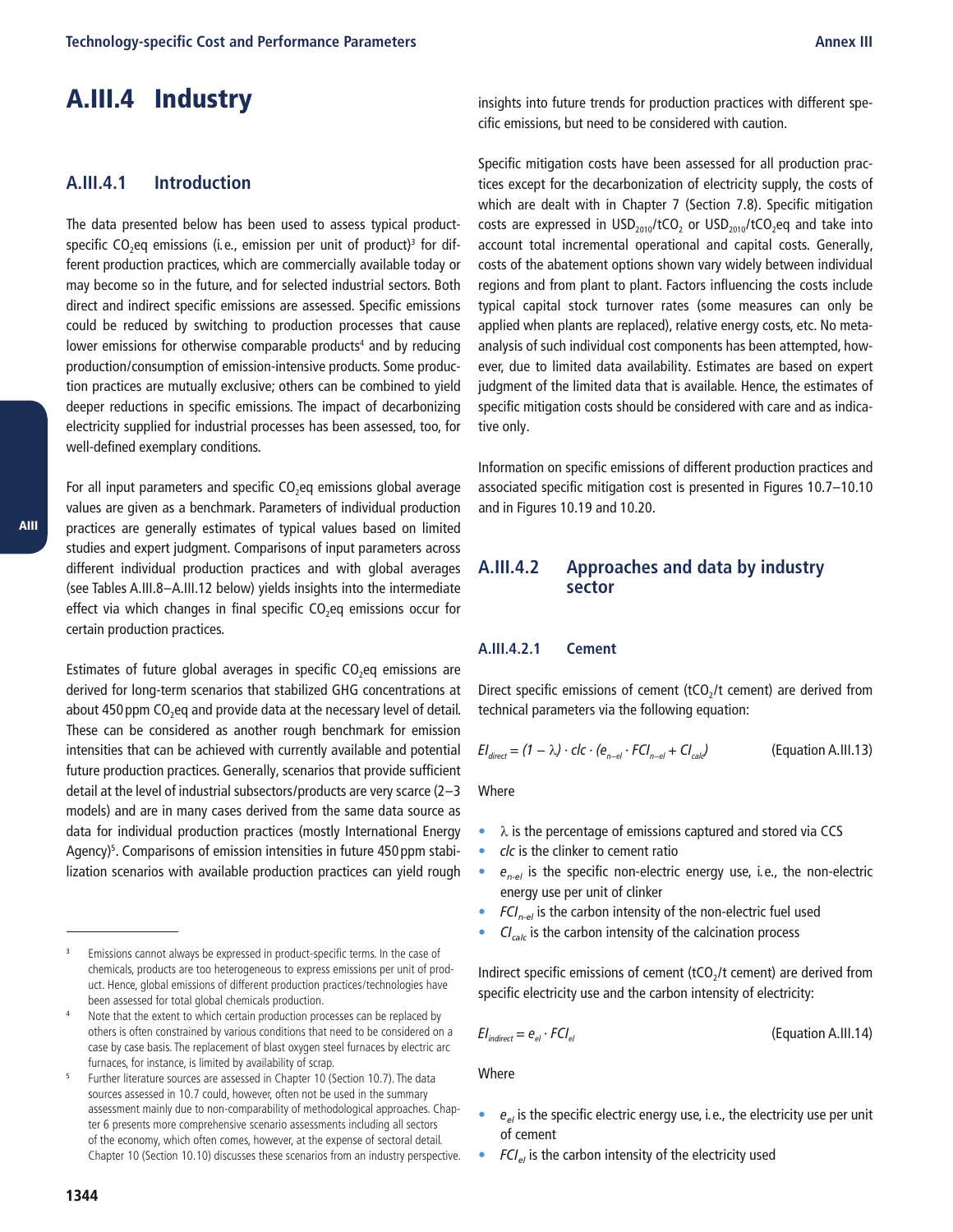# A.III.4 Industry

## A.III.4.1 Introduction

The data presented below has been used to assess typical product-specific $CO_2$eq emissions (i.e., emission per unit of product)[3] for different production practices, which are commercially available today or may become so in the future, and for selected industrial sectors. Both direct and indirect specific emissions are assessed. Specific emissions could be reduced by switching to production processes that cause lower emissions for otherwise comparable products[4] and by reducing production/consumption of emission-intensive products. Some production practices are mutually exclusive; others can be combined to yield deeper reductions in specific emissions. The impact of decarbonizing electricity supplied for industrial processes has been assessed, too, for well-defined exemplary conditions.

For all input parameters and specific $CO_2$eq emissions global average values are given as a benchmark. Parameters of individual production practices are generally estimates of typical values based on limited studies and expert judgment. Comparisons of input parameters across different individual production practices and with global averages (see Tables A.III.8–A.III.12 below) yields insights into the intermediate effect via which changes in final specific $CO_2$eq emissions occur for certain production practices.

Estimates of future global averages in specific $CO_2$eq emissions are derived for long-term scenarios that stabilized GHG concentrations at about 450 ppm $CO_2$eq and provide data at the necessary level of detail. These can be considered as another rough benchmark for emission intensities that can be achieved with currently available and potential future production practices. Generally, scenarios that provide sufficient detail at the level of industrial subsectors/products are very scarce (2–3 models) and are in many cases derived from the same data source as data for individual production practices (mostly International Energy Agency)[5]. Comparisons of emission intensities in future 450 ppm stabilization scenarios with available production practices can yield rough insights into future trends for production practices with different specific emissions, but need to be considered with caution.

Specific mitigation costs have been assessed for all production practices except for the decarbonization of electricity supply, the costs of which are dealt with in Chapter 7 (Section 7.8). Specific mitigation costs are expressed in $USD_{2010}/tCO_2$ or $USD_{2010}/tCO_2$eq and take into account total incremental operational and capital costs. Generally, costs of the abatement options shown vary widely between individual regions and from plant to plant. Factors influencing the costs include typical capital stock turnover rates (some measures can only be applied when plants are replaced), relative energy costs, etc. No meta-analysis of such individual cost components has been attempted, however, due to limited data availability. Estimates are based on expert judgment of the limited data that is available. Hence, the estimates of specific mitigation costs should be considered with care and as indicative only.

Information on specific emissions of different production practices and associated specific mitigation cost is presented in Figures 10.7–10.10 and in Figures 10.19 and 10.20.

## A.III.4.2 Approaches and data by industry sector

### A.III.4.2.1 Cement

Direct specific emissions of cement ($tCO_2$/t cement) are derived from technical parameters via the following equation:

$$EI_{direct} = (1 - \lambda) \cdot clc \cdot (e_{n\text{-}el} \cdot FCI_{n\text{-}el} + CI_{calc}) \qquad \text{(Equation A.III.13)}$$

Where

- $\lambda$ is the percentage of emissions captured and stored via CCS
- $clc$ is the clinker to cement ratio
- $e_{n\text{-}el}$ is the specific non-electric energy use, i.e., the non-electric energy use per unit of clinker
- $FCI_{n\text{-}el}$ is the carbon intensity of the non-electric fuel used
- $CI_{calc}$ is the carbon intensity of the calcination process

Indirect specific emissions of cement ($tCO_2$/t cement) are derived from specific electricity use and the carbon intensity of electricity:

$$EI_{indirect} = e_{el} \cdot FCI_{el} \qquad \text{(Equation A.III.14)}$$

Where

- $e_{el}$ is the specific electric energy use, i.e., the electricity use per unit of cement
- $FCI_{el}$ is the carbon intensity of the electricity used

---

[3] Emissions cannot always be expressed in product-specific terms. In the case of chemicals, products are too heterogeneous to express emissions per unit of product. Hence, global emissions of different production practices/technologies have been assessed for total global chemicals production.

[4] Note that the extent to which certain production processes can be replaced by others is often constrained by various conditions that need to be considered on a case by case basis. The replacement of blast oxygen steel furnaces by electric arc furnaces, for instance, is limited by availability of scrap.

[5] Further literature sources are assessed in Chapter 10 (Section 10.7). The data sources assessed in 10.7 could, however, often not be used in the summary assessment mainly due to non-comparability of methodological approaches. Chapter 6 presents more comprehensive scenario assessments including all sectors of the economy, which often comes, however, at the expense of sectoral detail. Chapter 10 (Section 10.10) discusses these scenarios from an industry perspective.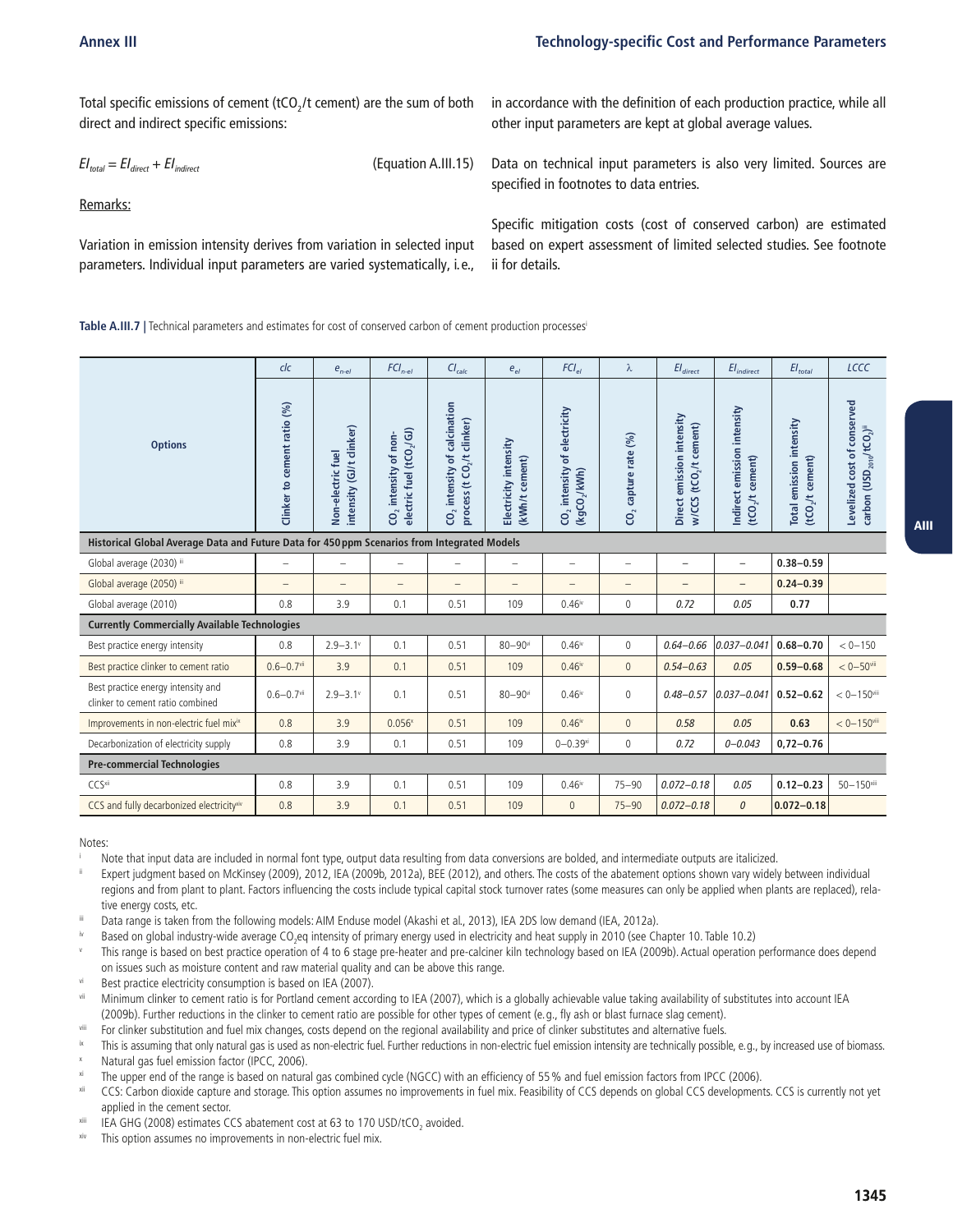Total specific emissions of cement ($tCO_2$/t cement) are the sum of both direct and indirect specific emissions:

$$EI_{total} = EI_{direct} + EI_{indirect} \quad \text{(Equation A.III.15)}$$

Remarks:

Variation in emission intensity derives from variation in selected input parameters. Individual input parameters are varied systematically, i.e., in accordance with the definition of each production practice, while all other input parameters are kept at global average values.

Data on technical input parameters is also very limited. Sources are specified in footnotes to data entries.

Specific mitigation costs (cost of conserved carbon) are estimated based on expert assessment of limited selected studies. See footnote ii for details.

**Table A.III.7 |** Technical parameters and estimates for cost of conserved carbon of cement production processes[i]

| | $clc$ | $e_{n-el}$ | $FCI_{n-el}$ | $CI_{calc}$ | $e_{el}$ | $FCI_{el}$ | $\lambda$ | $EI_{direct}$ | $EI_{indirect}$ | $EI_{total}$ | $LCCC$ |
|---|---|---|---|---|---|---|---|---|---|---|---|
| **Options** | Clinker to cement ratio (%) | Non-electric fuel intensity (GJ/t clinker) | $CO_2$ intensity of non-electric fuel ($tCO_2$/GJ) | $CO_2$ intensity of calcination process (t $CO_2$/t clinker) | Electricity intensity (kWh/t cement) | $CO_2$ intensity of electricity ($kgCO_2$/kWh) | $CO_2$ capture rate (%) | Direct emission intensity w/CCS ($tCO_2$/t cement) | Indirect emission intensity ($tCO_2$/t cement) | Total emission intensity ($tCO_2$/t cement) | Levelized cost of conserved carbon ($USD_{2010}/tCO_2$)[ii] |
| **Historical Global Average Data and Future Data for 450 ppm Scenarios from Integrated Models** | | | | | | | | | | | |
| Global average (2030) [iii] | – | – | – | – | – | – | – | – | – | **0.38–0.59** | |
| Global average (2050) [iii] | – | – | – | – | – | – | – | – | – | **0.24–0.39** | |
| Global average (2010) | 0.8 | 3.9 | 0.1 | 0.51 | 109 | 0.46[iv] | 0 | *0.72* | *0.05* | **0.77** | |
| **Currently Commercially Available Technologies** | | | | | | | | | | | |
| Best practice energy intensity | 0.8 | 2.9–3.1[v] | 0.1 | 0.51 | 80–90[vi] | 0.46[iv] | 0 | *0.64–0.66* | *0.037–0.041* | **0.68–0.70** | < 0–150 |
| Best practice clinker to cement ratio | 0.6–0.7[vii] | 3.9 | 0.1 | 0.51 | 109 | 0.46[iv] | 0 | *0.54–0.63* | *0.05* | **0.59–0.68** | < 0–50[viii] |
| Best practice energy intensity and clinker to cement ratio combined | 0.6–0.7[vii] | 2.9–3.1[v] | 0.1 | 0.51 | 80–90[vi] | 0.46[iv] | 0 | *0.48–0.57* | *0.037–0.041* | **0.52–0.62** | < 0–150[viii] |
| Improvements in non-electric fuel mix[ix] | 0.8 | 3.9 | 0.056[x] | 0.51 | 109 | 0.46[iv] | 0 | *0.58* | *0.05* | **0.63** | < 0–150[viii] |
| Decarbonization of electricity supply | 0.8 | 3.9 | 0.1 | 0.51 | 109 | 0–0.39[xi] | 0 | *0.72* | *0–0.043* | **0,72–0.76** | |
| **Pre-commercial Technologies** | | | | | | | | | | | |
| CCS[xii] | 0.8 | 3.9 | 0.1 | 0.51 | 109 | 0.46[iv] | 75–90 | *0.072–0.18* | *0.05* | **0.12–0.23** | 50–150[xiii] |
| CCS and fully decarbonized electricity[xiv] | 0.8 | 3.9 | 0.1 | 0.51 | 109 | 0 | 75–90 | *0.072–0.18* | *0* | **0.072–0.18** | |

Notes:

i Note that input data are included in normal font type, output data resulting from data conversions are bolded, and intermediate outputs are italicized.

ii Expert judgment based on McKinsey (2009), 2012, IEA (2009b, 2012a), BEE (2012), and others. The costs of the abatement options shown vary widely between individual regions and from plant to plant. Factors influencing the costs include typical capital stock turnover rates (some measures can only be applied when plants are replaced), relative energy costs, etc.

iii Data range is taken from the following models: AIM Enduse model (Akashi et al., 2013), IEA 2DS low demand (IEA, 2012a).

iv Based on global industry-wide average $CO_2$eq intensity of primary energy used in electricity and heat supply in 2010 (see Chapter 10. Table 10.2)

v This range is based on best practice operation of 4 to 6 stage pre-heater and pre-calciner kiln technology based on IEA (2009b). Actual operation performance does depend on issues such as moisture content and raw material quality and can be above this range.

vi Best practice electricity consumption is based on IEA (2007).

vii Minimum clinker to cement ratio is for Portland cement according to IEA (2007), which is a globally achievable value taking availability of substitutes into account IEA (2009b). Further reductions in the clinker to cement ratio are possible for other types of cement (e.g., fly ash or blast furnace slag cement).

viii For clinker substitution and fuel mix changes, costs depend on the regional availability and price of clinker substitutes and alternative fuels.

ix This is assuming that only natural gas is used as non-electric fuel. Further reductions in non-electric fuel emission intensity are technically possible, e.g., by increased use of biomass.

x Natural gas fuel emission factor (IPCC, 2006).

xi The upper end of the range is based on natural gas combined cycle (NGCC) with an efficiency of 55 % and fuel emission factors from IPCC (2006).

xii CCS: Carbon dioxide capture and storage. This option assumes no improvements in fuel mix. Feasibility of CCS depends on global CCS developments. CCS is currently not yet applied in the cement sector.

xiii IEA GHG (2008) estimates CCS abatement cost at 63 to 170 USD/$tCO_2$ avoided.

xiv This option assumes no improvements in non-electric fuel mix.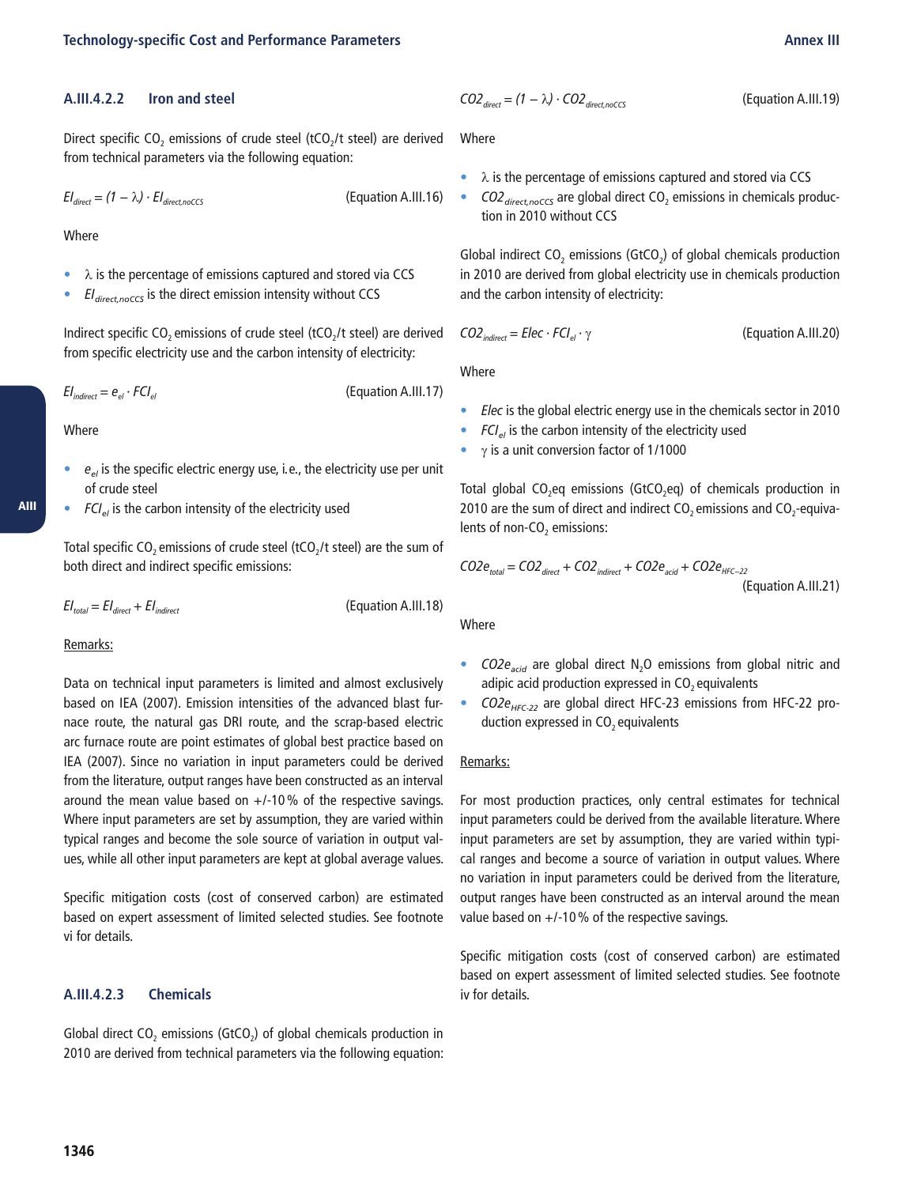### A.III.4.2.2 Iron and steel

Direct specific $CO_2$ emissions of crude steel ($tCO_2$/t steel) are derived from technical parameters via the following equation:

$$EI_{direct} = (1 - \lambda) \cdot EI_{direct,noCCS} \quad \text{(Equation A.III.16)}$$

Where

- $\lambda$ is the percentage of emissions captured and stored via CCS
- $EI_{direct,noCCS}$ is the direct emission intensity without CCS

Indirect specific $CO_2$ emissions of crude steel ($tCO_2$/t steel) are derived from specific electricity use and the carbon intensity of electricity:

$$EI_{indirect} = e_{el} \cdot FCI_{el} \quad \text{(Equation A.III.17)}$$

Where

- $e_{el}$ is the specific electric energy use, i.e., the electricity use per unit of crude steel
- $FCI_{el}$ is the carbon intensity of the electricity used

Total specific $CO_2$ emissions of crude steel ($tCO_2$/t steel) are the sum of both direct and indirect specific emissions:

$$EI_{total} = EI_{direct} + EI_{indirect} \quad \text{(Equation A.III.18)}$$

Remarks:

Data on technical input parameters is limited and almost exclusively based on IEA (2007). Emission intensities of the advanced blast furnace route, the natural gas DRI route, and the scrap-based electric arc furnace route are point estimates of global best practice based on IEA (2007). Since no variation in input parameters could be derived from the literature, output ranges have been constructed as an interval around the mean value based on +/-10 % of the respective savings. Where input parameters are set by assumption, they are varied within typical ranges and become the sole source of variation in output values, while all other input parameters are kept at global average values.

Specific mitigation costs (cost of conserved carbon) are estimated based on expert assessment of limited selected studies. See footnote vi for details.

### A.III.4.2.3 Chemicals

Global direct $CO_2$ emissions ($GtCO_2$) of global chemicals production in 2010 are derived from technical parameters via the following equation:

$$CO2_{direct} = (1 - \lambda) \cdot CO2_{direct,noCCS} \quad \text{(Equation A.III.19)}$$

Where

- $\lambda$ is the percentage of emissions captured and stored via CCS
- $CO2_{direct,noCCS}$ are global direct $CO_2$ emissions in chemicals production in 2010 without CCS

Global indirect $CO_2$ emissions ($GtCO_2$) of global chemicals production in 2010 are derived from global electricity use in chemicals production and the carbon intensity of electricity:

$$CO2_{indirect} = Elec \cdot FCI_{el} \cdot \gamma \quad \text{(Equation A.III.20)}$$

Where

- $Elec$ is the global electric energy use in the chemicals sector in 2010
- $FCI_{el}$ is the carbon intensity of the electricity used
- $\gamma$ is a unit conversion factor of 1/1000

Total global $CO_2$eq emissions ($GtCO_2$eq) of chemicals production in 2010 are the sum of direct and indirect $CO_2$ emissions and $CO_2$-equivalents of non-$CO_2$ emissions:

$$CO2e_{total} = CO2_{direct} + CO2_{indirect} + CO2e_{acid} + CO2e_{HFC-22} \quad \text{(Equation A.III.21)}$$

Where

- $CO2e_{acid}$ are global direct $N_2O$ emissions from global nitric and adipic acid production expressed in $CO_2$ equivalents
- $CO2e_{HFC-22}$ are global direct HFC-23 emissions from HFC-22 production expressed in $CO_2$ equivalents

Remarks:

For most production practices, only central estimates for technical input parameters could be derived from the available literature. Where input parameters are set by assumption, they are varied within typical ranges and become a source of variation in output values. Where no variation in input parameters could be derived from the literature, output ranges have been constructed as an interval around the mean value based on +/-10 % of the respective savings.

Specific mitigation costs (cost of conserved carbon) are estimated based on expert assessment of limited selected studies. See footnote iv for details.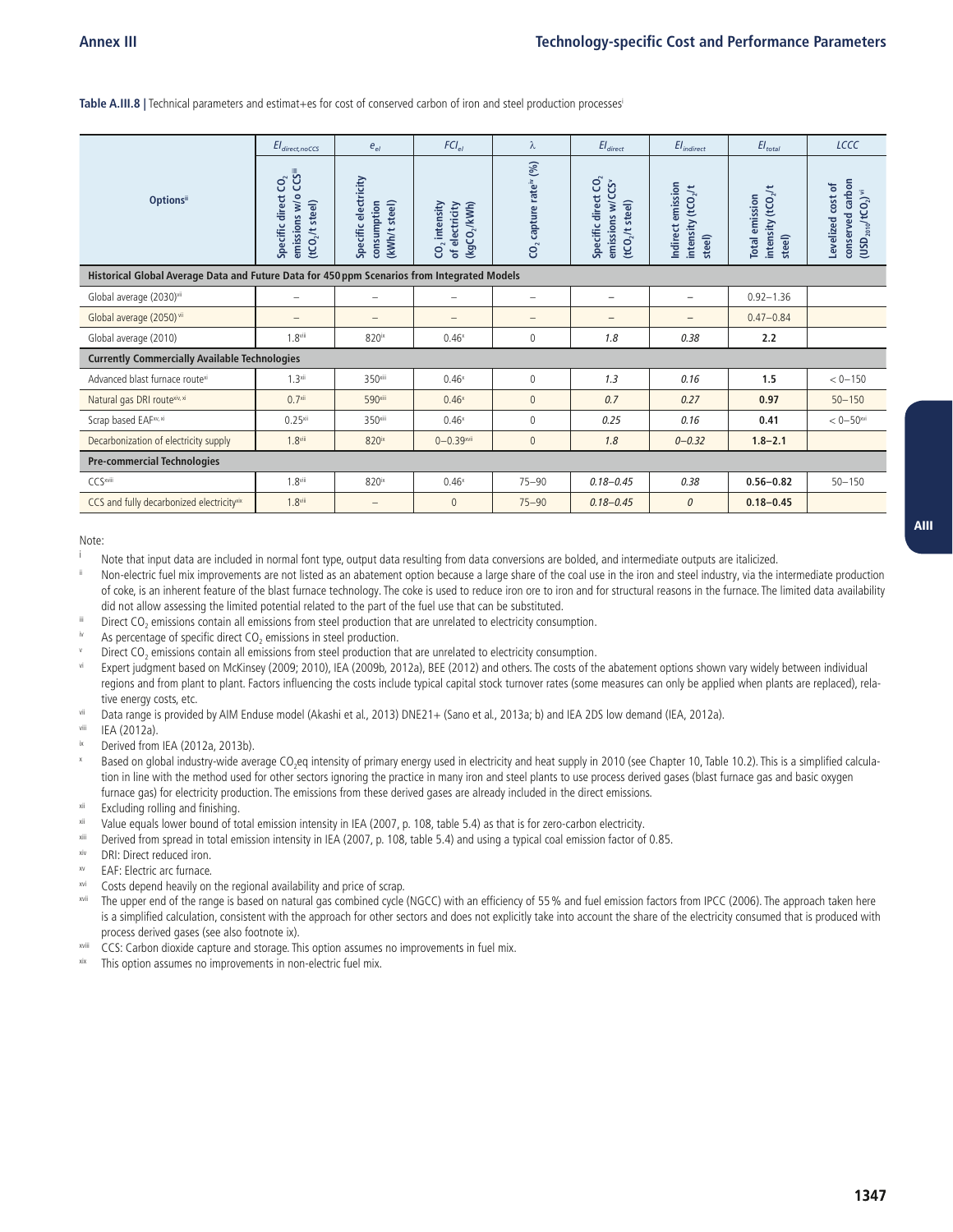**Table A.III.8 |** Technical parameters and estimat+es for cost of conserved carbon of iron and steel production processes[i]

| Options[ii] | $EI_{direct,noCCS}$ Specific direct $CO_2$ emissions w/o CCS[iii] ($tCO_2$/t steel) | $e_{el}$ Specific electricity consumption (kWh/t steel) | $FCI_{el}$ $CO_2$ intensity of electricity ($kgCO_2$/kWh) | λ $CO_2$ capture rate[iv] (%) | $EI_{direct}$ Specific direct $CO_2$ emissions w/CCS[v] ($tCO_2$/t steel) | $EI_{indirect}$ Indirect emission intensity ($tCO_2$/t steel) | $EI_{total}$ Total emission intensity ($tCO_2$/t steel) | $LCCC$ Levelized cost of conserved carbon ($USD_{2010}$/$tCO_2$)[vi] |
|---|---|---|---|---|---|---|---|---|
| **Historical Global Average Data and Future Data for 450 ppm Scenarios from Integrated Models** | | | | | | | | |
| Global average (2030)[vii] | – | – | – | – | – | – | 0.92–1.36 | |
| Global average (2050)[vii] | – | – | – | – | – | – | 0.47–0.84 | |
| Global average (2010) | 1.8[viii] | 820[ix] | 0.46[x] | 0 | *1.8* | *0.38* | **2.2** | |
| **Currently Commercially Available Technologies** | | | | | | | | |
| Advanced blast furnace route[xi] | 1.3[xii] | 350[xiii] | 0.46[x] | 0 | *1.3* | *0.16* | **1.5** | < 0–150 |
| Natural gas DRI route[xiv, xi] | 0.7[xii] | 590[xiii] | 0.46[x] | 0 | *0.7* | *0.27* | **0.97** | 50–150 |
| Scrap based EAF[xv, xi] | 0.25[xii] | 350[xiii] | 0.46[x] | 0 | *0.25* | *0.16* | **0.41** | < 0–50[xvi] |
| Decarbonization of electricity supply | 1.8[viii] | 820[ix] | 0–0.39[xvii] | 0 | *1.8* | *0–0.32* | **1.8–2.1** | |
| **Pre-commercial Technologies** | | | | | | | | |
| CCS[xviii] | 1.8[viii] | 820[ix] | 0.46[x] | 75–90 | *0.18–0.45* | *0.38* | **0.56–0.82** | 50–150 |
| CCS and fully decarbonized electricity[xix] | 1.8[viii] | – | 0 | 75–90 | *0.18–0.45* | *0* | **0.18–0.45** | |

Note:

i Note that input data are included in normal font type, output data resulting from data conversions are bolded, and intermediate outputs are italicized.

ii Non-electric fuel mix improvements are not listed as an abatement option because a large share of the coal use in the iron and steel industry, via the intermediate production of coke, is an inherent feature of the blast furnace technology. The coke is used to reduce iron ore to iron and for structural reasons in the furnace. The limited data availability did not allow assessing the limited potential related to the part of the fuel use that can be substituted.

iii Direct $CO_2$ emissions contain all emissions from steel production that are unrelated to electricity consumption.

iv As percentage of specific direct $CO_2$ emissions in steel production.

v Direct $CO_2$ emissions contain all emissions from steel production that are unrelated to electricity consumption.

vi Expert judgment based on McKinsey (2009; 2010), IEA (2009b, 2012a), BEE (2012) and others. The costs of the abatement options shown vary widely between individual regions and from plant to plant. Factors influencing the costs include typical capital stock turnover rates (some measures can only be applied when plants are replaced), relative energy costs, etc.

vii Data range is provided by AIM Enduse model (Akashi et al., 2013) DNE21+ (Sano et al., 2013a; b) and IEA 2DS low demand (IEA, 2012a).

viii IEA (2012a).

ix Derived from IEA (2012a, 2013b).

x Based on global industry-wide average $CO_2$eq intensity of primary energy used in electricity and heat supply in 2010 (see Chapter 10, Table 10.2). This is a simplified calculation in line with the method used for other sectors ignoring the practice in many iron and steel plants to use process derived gases (blast furnace gas and basic oxygen furnace gas) for electricity production. The emissions from these derived gases are already included in the direct emissions.

xi Excluding rolling and finishing.

xii Value equals lower bound of total emission intensity in IEA (2007, p. 108, table 5.4) as that is for zero-carbon electricity.

xiii Derived from spread in total emission intensity in IEA (2007, p. 108, table 5.4) and using a typical coal emission factor of 0.85.

xiv DRI: Direct reduced iron.

xv EAF: Electric arc furnace.

xvi Costs depend heavily on the regional availability and price of scrap.

xvii The upper end of the range is based on natural gas combined cycle (NGCC) with an efficiency of 55 % and fuel emission factors from IPCC (2006). The approach taken here is a simplified calculation, consistent with the approach for other sectors and does not explicitly take into account the share of the electricity consumed that is produced with process derived gases (see also footnote ix).

xviii CCS: Carbon dioxide capture and storage. This option assumes no improvements in fuel mix.

xix This option assumes no improvements in non-electric fuel mix.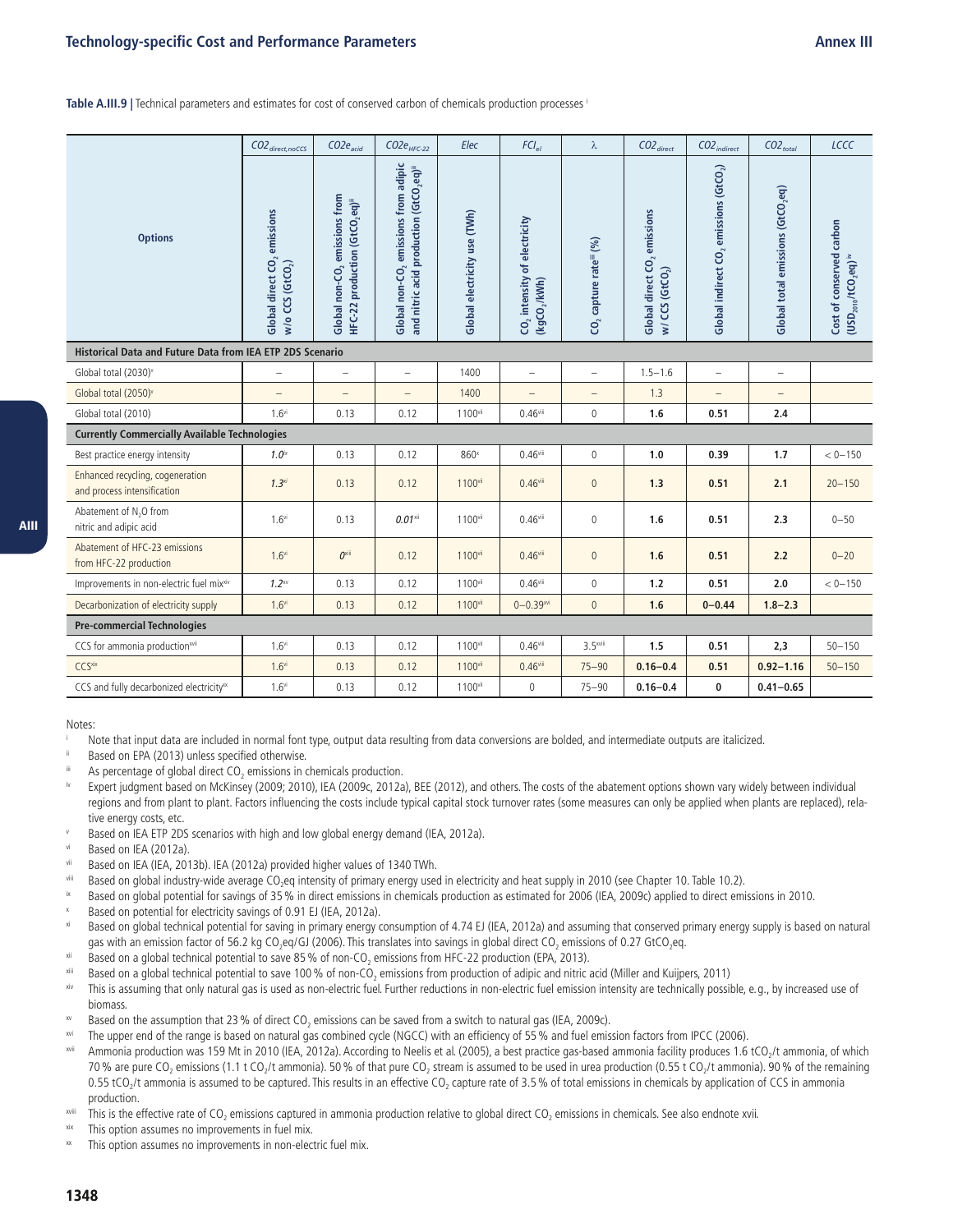**Table A.III.9 |** Technical parameters and estimates for cost of conserved carbon of chemicals production processes [i]

| Options | $CO2_{direct,noCCS}$ Global direct $CO_2$ emissions w/o CCS ($GtCO_2$) | $CO2e_{acid}$ Global non-$CO_2$ emissions from HFC-22 production ($GtCO_2eq$)[iii] | $CO2e_{HFC\text{-}22}$ Global non-$CO_2$ emissions from adipic and nitric acid production ($GtCO_2eq$)[iii] | *Elec* Global electricity use (TWh) | $FCI_{el}$ $CO_2$ intensity of electricity ($kgCO_2/kWh$) | $\lambda$ $CO_2$ capture rate[iii] (%) | $CO2_{direct}$ Global direct $CO_2$ emissions w/ CCS ($GtCO_2$) | $CO2_{indirect}$ Global indirect $CO_2$ emissions ($GtCO_2$) | $CO2_{total}$ Global total emissions ($GtCO_2eq$) | *LCCC* Cost of conserved carbon ($USD_{2010}/tCO_2eq$)[iv] |
|---|---|---|---|---|---|---|---|---|---|---|
| **Historical Data and Future Data from IEA ETP 2DS Scenario** | | | | | | | | | | |
| Global total (2030)[v] | – | – | – | 1400 | – | – | 1.5–1.6 | – | – | |
| Global total (2050)[v] | – | – | – | 1400 | – | – | 1.3 | – | – | |
| Global total (2010) | 1.6[vi] | 0.13 | 0.12 | 1100[vii] | 0.46[viii] | 0 | **1.6** | **0.51** | **2.4** | |
| **Currently Commercially Available Technologies** | | | | | | | | | | |
| Best practice energy intensity | *1.0*[ix] | 0.13 | 0.12 | 860[x] | 0.46[viii] | 0 | **1.0** | **0.39** | **1.7** | < 0–150 |
| Enhanced recycling, cogeneration and process intensification | *1.3*[xi] | 0.13 | 0.12 | 1100[vii] | 0.46[viii] | 0 | **1.3** | **0.51** | **2.1** | 20–150 |
| Abatement of $N_2O$ from nitric and adipic acid | 1.6[vi] | 0.13 | *0.01*[xii] | 1100[vii] | 0.46[viii] | 0 | **1.6** | **0.51** | **2.3** | 0–50 |
| Abatement of HFC-23 emissions from HFC-22 production | 1.6[vi] | *0*[xiii] | 0.12 | 1100[vii] | 0.46[viii] | 0 | **1.6** | **0.51** | **2.2** | 0–20 |
| Improvements in non-electric fuel mix[xiv] | *1.2*[xv] | 0.13 | 0.12 | 1100[vii] | 0.46[viii] | 0 | **1.2** | **0.51** | **2.0** | < 0–150 |
| Decarbonization of electricity supply | 1.6[vi] | 0.13 | 0.12 | 1100[vii] | 0–0.39[xvi] | 0 | **1.6** | **0–0.44** | **1.8–2.3** | |
| **Pre-commercial Technologies** | | | | | | | | | | |
| CCS for ammonia production[xvii] | 1.6[vi] | 0.13 | 0.12 | 1100[vii] | 0.46[viii] | 3.5[xviii] | **1.5** | **0.51** | **2,3** | 50–150 |
| CCS[xix] | 1.6[vi] | 0.13 | 0.12 | 1100[vii] | 0.46[viii] | 75–90 | **0.16–0.4** | **0.51** | **0.92–1.16** | 50–150 |
| CCS and fully decarbonized electricity[xx] | 1.6[vi] | 0.13 | 0.12 | 1100[vii] | 0 | 75–90 | **0.16–0.4** | **0** | **0.41–0.65** | |

Notes:

i Note that input data are included in normal font type, output data resulting from data conversions are bolded, and intermediate outputs are italicized.

ii Based on EPA (2013) unless specified otherwise.

iii As percentage of global direct $CO_2$ emissions in chemicals production.

iv Expert judgment based on McKinsey (2009; 2010), IEA (2009c, 2012a), BEE (2012), and others. The costs of the abatement options shown vary widely between individual regions and from plant to plant. Factors influencing the costs include typical capital stock turnover rates (some measures can only be applied when plants are replaced), relative energy costs, etc.

v Based on IEA ETP 2DS scenarios with high and low global energy demand (IEA, 2012a).

vi Based on IEA (2012a).

vii Based on IEA (IEA, 2013b). IEA (2012a) provided higher values of 1340 TWh.

viii Based on global industry-wide average $CO_2eq$ intensity of primary energy used in electricity and heat supply in 2010 (see Chapter 10. Table 10.2).

ix Based on global potential for savings of 35 % in direct emissions in chemicals production as estimated for 2006 (IEA, 2009c) applied to direct emissions in 2010.

x Based on potential for electricity savings of 0.91 EJ (IEA, 2012a).

xi Based on global technical potential for saving in primary energy consumption of 4.74 EJ (IEA, 2012a) and assuming that conserved primary energy supply is based on natural gas with an emission factor of 56.2 kg $CO_2eq/GJ$ (2006). This translates into savings in global direct $CO_2$ emissions of 0.27 $GtCO_2eq$.

xii Based on a global technical potential to save 85 % of non-$CO_2$ emissions from HFC-22 production (EPA, 2013).

xiii Based on a global technical potential to save 100 % of non-$CO_2$ emissions from production of adipic and nitric acid (Miller and Kuijpers, 2011)

xiv This is assuming that only natural gas is used as non-electric fuel. Further reductions in non-electric fuel emission intensity are technically possible, e. g., by increased use of biomass.

xv Based on the assumption that 23 % of direct $CO_2$ emissions can be saved from a switch to natural gas (IEA, 2009c).

xvi The upper end of the range is based on natural gas combined cycle (NGCC) with an efficiency of 55 % and fuel emission factors from IPCC (2006).

xvii Ammonia production was 159 Mt in 2010 (IEA, 2012a). According to Neelis et al. (2005), a best practice gas-based ammonia facility produces 1.6 $tCO_2$/t ammonia, of which 70 % are pure $CO_2$ emissions (1.1 t $CO_2$/t ammonia). 50 % of that pure $CO_2$ stream is assumed to be used in urea production (0.55 t $CO_2$/t ammonia). 90 % of the remaining 0.55 $tCO_2$/t ammonia is assumed to be captured. This results in an effective $CO_2$ capture rate of 3.5 % of total emissions in chemicals by application of CCS in ammonia production.

xviii This is the effective rate of $CO_2$ emissions captured in ammonia production relative to global direct $CO_2$ emissions in chemicals. See also endnote xvii.

xix This option assumes no improvements in fuel mix.

xx This option assumes no improvements in non-electric fuel mix.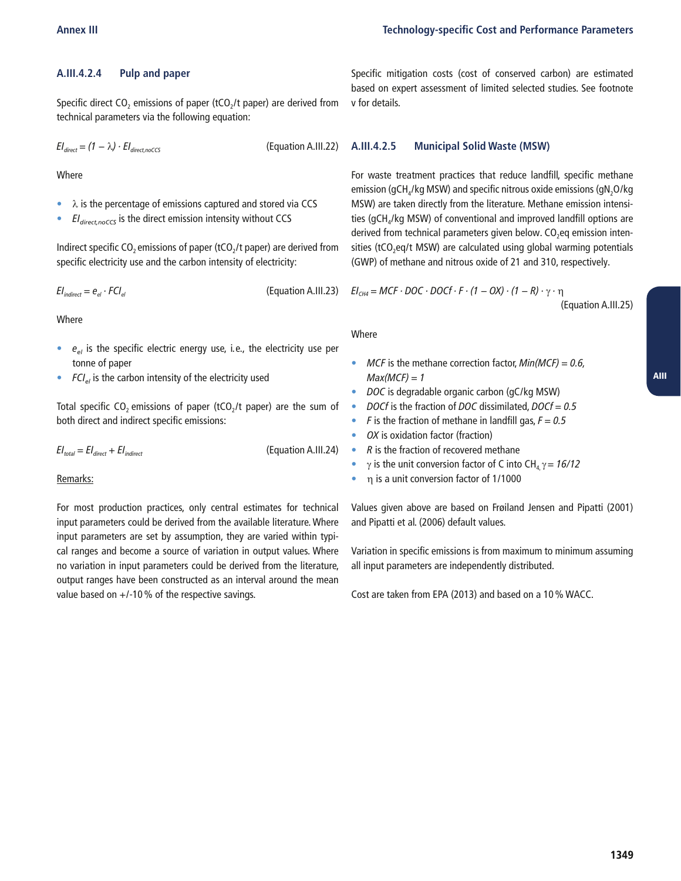### A.III.4.2.4 Pulp and paper

Specific direct $CO_2$ emissions of paper ($tCO_2$/t paper) are derived from technical parameters via the following equation:

$$EI_{direct} = (1 - \lambda) \cdot EI_{direct,noCCS} \quad \text{(Equation A.III.22)}$$

Where

- $\lambda$ is the percentage of emissions captured and stored via CCS
- $EI_{direct,noCCS}$ is the direct emission intensity without CCS

Indirect specific $CO_2$ emissions of paper ($tCO_2$/t paper) are derived from specific electricity use and the carbon intensity of electricity:

$$EI_{indirect} = e_{el} \cdot FCI_{el} \quad \text{(Equation A.III.23)}$$

Where

- $e_{el}$ is the specific electric energy use, i.e., the electricity use per tonne of paper
- $FCI_{el}$ is the carbon intensity of the electricity used

Total specific $CO_2$ emissions of paper ($tCO_2$/t paper) are the sum of both direct and indirect specific emissions:

$$EI_{total} = EI_{direct} + EI_{indirect} \quad \text{(Equation A.III.24)}$$

Remarks:

For most production practices, only central estimates for technical input parameters could be derived from the available literature. Where input parameters are set by assumption, they are varied within typical ranges and become a source of variation in output values. Where no variation in input parameters could be derived from the literature, output ranges have been constructed as an interval around the mean value based on +/-10 % of the respective savings.

Specific mitigation costs (cost of conserved carbon) are estimated based on expert assessment of limited selected studies. See footnote v for details.

### A.III.4.2.5 Municipal Solid Waste (MSW)

For waste treatment practices that reduce landfill, specific methane emission ($gCH_4$/kg MSW) and specific nitrous oxide emissions ($gN_2O$/kg MSW) are taken directly from the literature. Methane emission intensities ($gCH_4$/kg MSW) of conventional and improved landfill options are derived from technical parameters given below. $CO_2$eq emission intensities ($tCO_2$eq/t MSW) are calculated using global warming potentials (GWP) of methane and nitrous oxide of 21 and 310, respectively.

$$EI_{CH4} = MCF \cdot DOC \cdot DOCf \cdot F \cdot (1 - OX) \cdot (1 - R) \cdot \gamma \cdot \eta \quad \text{(Equation A.III.25)}$$

Where

- $MCF$ is the methane correction factor, $Min(MCF) = 0.6$, $Max(MCF) = 1$
- $DOC$ is degradable organic carbon (gC/kg MSW)
- $DOCf$ is the fraction of $DOC$ dissimilated, $DOCf = 0.5$
- $F$ is the fraction of methane in landfill gas, $F = 0.5$
- $OX$ is oxidation factor (fraction)
- $R$ is the fraction of recovered methane
- $\gamma$ is the unit conversion factor of C into $CH_4$, $\gamma = 16/12$
- $\eta$ is a unit conversion factor of 1/1000

Values given above are based on Frøiland Jensen and Pipatti (2001) and Pipatti et al. (2006) default values.

Variation in specific emissions is from maximum to minimum assuming all input parameters are independently distributed.

Cost are taken from EPA (2013) and based on a 10 % WACC.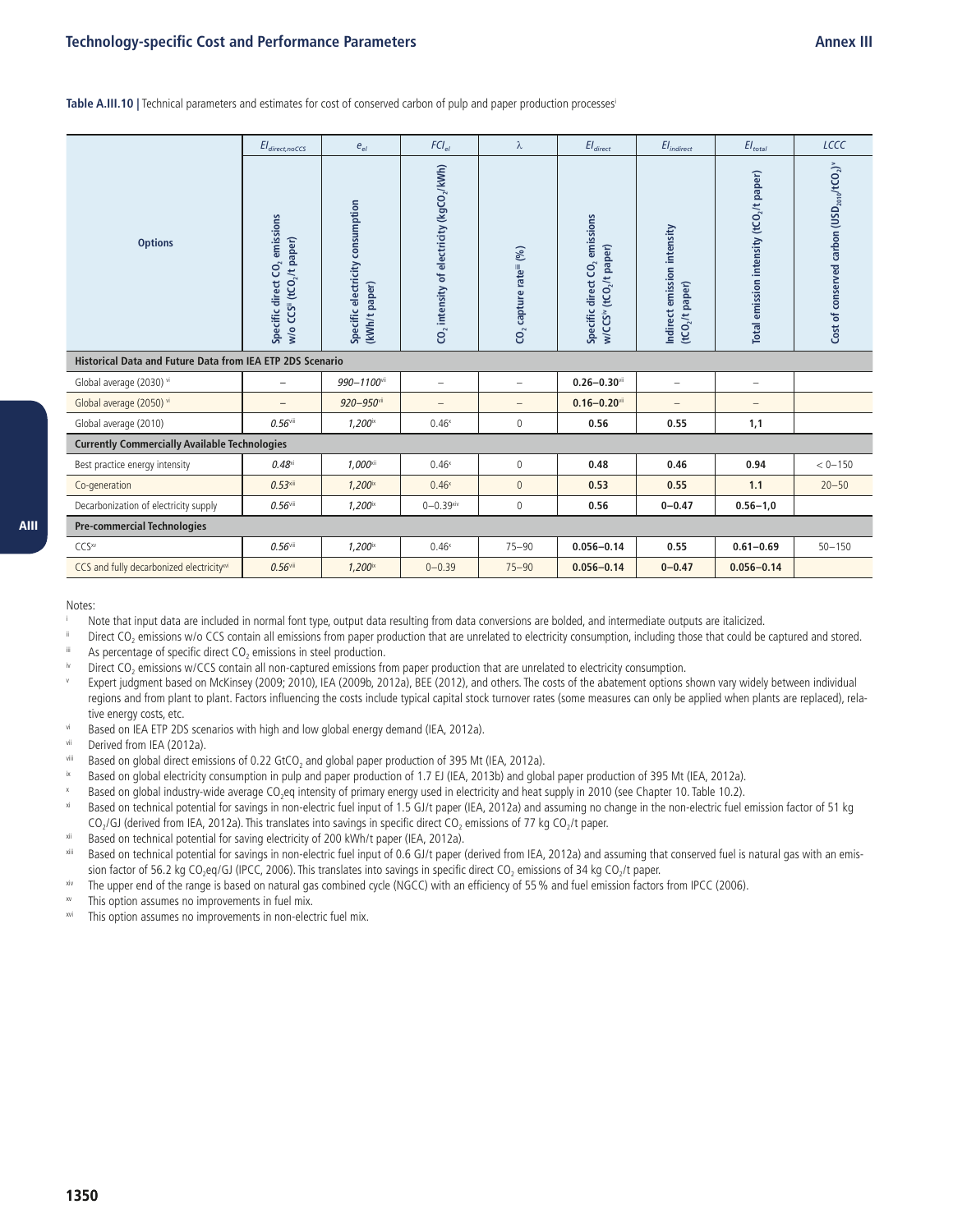**Table A.III.10 |** Technical parameters and estimates for cost of conserved carbon of pulp and paper production processes[i]

| Options | $EI_{direct,noCCS}$ Specific direct $CO_2$ emissions w/o CCS[ii] ($tCO_2$/t paper) | $e_{el}$ Specific electricity consumption (kWh/t paper) | $FCI_{el}$ $CO_2$ intensity of electricity ($kgCO_2$/kWh) | $\lambda$ $CO_2$ capture rate[iii] (%) | $EI_{direct}$ Specific direct $CO_2$ emissions w/CCS[iv] ($tCO_2$/t paper) | $EI_{indirect}$ Indirect emission intensity ($tCO_2$/t paper) | $EI_{total}$ Total emission intensity ($tCO_2$/t paper) | $LCCC$ Cost of conserved carbon ($USD_{2010}/tCO_2$)[v] |
|---|---|---|---|---|---|---|---|---|
| **Historical Data and Future Data from IEA ETP 2DS Scenario** | | | | | | | | |
| Global average (2030) [vi] | – | *990–1100*[vii] | – | – | **0.26–0.30**[vii] | – | – | |
| Global average (2050) [vi] | – | *920–950*[vii] | – | – | **0.16–0.20**[vii] | – | – | |
| Global average (2010) | *0.56*[viii] | *1,200*[ix] | 0.46[x] | 0 | **0.56** | **0.55** | **1,1** | |
| **Currently Commercially Available Technologies** | | | | | | | | |
| Best practice energy intensity | *0.48*[xi] | *1,000*[xii] | 0.46[x] | 0 | **0.48** | **0.46** | **0.94** | < 0–150 |
| Co-generation | *0.53*[xiii] | *1,200*[ix] | 0.46[x] | 0 | **0.53** | **0.55** | **1.1** | 20–50 |
| Decarbonization of electricity supply | *0.56*[viii] | *1,200*[ix] | 0–0.39[xiv] | 0 | **0.56** | **0–0.47** | **0.56–1,0** | |
| **Pre-commercial Technologies** | | | | | | | | |
| CCS[xv] | *0.56*[viii] | *1,200*[ix] | 0.46[x] | 75–90 | **0.056–0.14** | **0.55** | **0.61–0.69** | 50–150 |
| CCS and fully decarbonized electricity[xvi] | *0.56*[viii] | *1,200*[ix] | 0–0.39 | 75–90 | **0.056–0.14** | **0–0.47** | **0.056–0.14** | |

Notes:

[i] Note that input data are included in normal font type, output data resulting from data conversions are bolded, and intermediate outputs are italicized.

[ii] Direct $CO_2$ emissions w/o CCS contain all emissions from paper production that are unrelated to electricity consumption, including those that could be captured and stored.

[iii] As percentage of specific direct $CO_2$ emissions in steel production.

[iv] Direct $CO_2$ emissions w/CCS contain all non-captured emissions from paper production that are unrelated to electricity consumption.

[v] Expert judgment based on McKinsey (2009; 2010), IEA (2009b, 2012a), BEE (2012), and others. The costs of the abatement options shown vary widely between individual regions and from plant to plant. Factors influencing the costs include typical capital stock turnover rates (some measures can only be applied when plants are replaced), relative energy costs, etc.

[vi] Based on IEA ETP 2DS scenarios with high and low global energy demand (IEA, 2012a).

[vii] Derived from IEA (2012a).

[viii] Based on global direct emissions of 0.22 $GtCO_2$ and global paper production of 395 Mt (IEA, 2012a).

[ix] Based on global electricity consumption in pulp and paper production of 1.7 EJ (IEA, 2013b) and global paper production of 395 Mt (IEA, 2012a).

[x] Based on global industry-wide average $CO_2$eq intensity of primary energy used in electricity and heat supply in 2010 (see Chapter 10. Table 10.2).

[xi] Based on technical potential for savings in non-electric fuel input of 1.5 GJ/t paper (IEA, 2012a) and assuming no change in the non-electric fuel emission factor of 51 kg $CO_2$/GJ (derived from IEA, 2012a). This translates into savings in specific direct $CO_2$ emissions of 77 kg $CO_2$/t paper.

[xii] Based on technical potential for saving electricity of 200 kWh/t paper (IEA, 2012a).

[xiii] Based on technical potential for savings in non-electric fuel input of 0.6 GJ/t paper (derived from IEA, 2012a) and assuming that conserved fuel is natural gas with an emission factor of 56.2 kg $CO_2$eq/GJ (IPCC, 2006). This translates into savings in specific direct $CO_2$ emissions of 34 kg $CO_2$/t paper.

[xiv] The upper end of the range is based on natural gas combined cycle (NGCC) with an efficiency of 55 % and fuel emission factors from IPCC (2006).

[xv] This option assumes no improvements in fuel mix.

[xvi] This option assumes no improvements in non-electric fuel mix.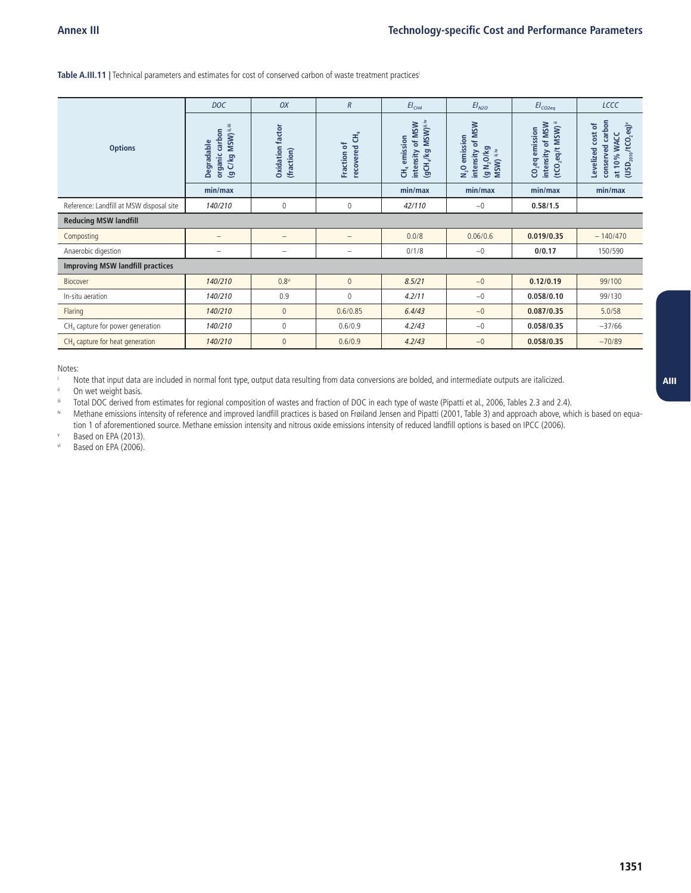**Table A.III.11 |** Technical parameters and estimates for cost of conserved carbon of waste treatment practices[i]

| Options | *DOC* | *OX* | *R* | $EI_{CH4}$ | $EI_{N2O}$ | $EI_{CO2eq}$ | *LCCC* |
|---|---|---|---|---|---|---|---|
| | Degradable organic carbon (g C/kg MSW)[ii, iii] | Oxidation factor (fraction) | Fraction of recovered $CH_4$ | $CH_4$ emission intensity of MSW ($gCH_4$/kg MSW)[ii, iv] | $N_2O$ emission intensity of MSW (g $N_2O$/kg MSW)[ii, iv] | $CO_2$eq emission intensity of MSW ($tCO_2$eq/t MSW)[ii] | Levelized cost of conserved carbon at 10% WACC ($USD_{2010}$/$tCO_2$eq)[v] |
| | min/max | | | min/max | min/max | min/max | min/max |
| Reference: Landfill at MSW disposal site | *140/210* | 0 | 0 | *42/110* | ~0 | **0.58/1.5** | |
| **Reducing MSW landfill** | | | | | | | |
| Composting | – | – | – | 0.0/8 | 0.06/0.6 | **0.019/0.35** | – 140/470 |
| Anaerobic digestion | – | – | – | 0/1/8 | ~0 | **0/0.17** | 150/590 |
| **Improving MSW landfill practices** | | | | | | | |
| Biocover | *140/210* | 0.8[vi] | 0 | *8.5/21* | ~0 | **0.12/0.19** | 99/100 |
| In-situ aeration | *140/210* | 0.9 | 0 | *4.2/11* | ~0 | **0.058/0.10** | 99/130 |
| Flaring | *140/210* | 0 | 0.6/0.85 | *6.4/43* | ~0 | **0.087/0.35** | 5.0/58 |
| $CH_4$ capture for power generation | *140/210* | 0 | 0.6/0.9 | *4.2/43* | ~0 | **0.058/0.35** | −37/66 |
| $CH_4$ capture for heat generation | *140/210* | 0 | 0.6/0.9 | *4.2/43* | ~0 | **0.058/0.35** | −70/89 |

Notes:

[i] Note that input data are included in normal font type, output data resulting from data conversions are bolded, and intermediate outputs are italicized.

[ii] On wet weight basis.

[iii] Total DOC derived from estimates for regional composition of wastes and fraction of DOC in each type of waste (Pipatti et al., 2006, Tables 2.3 and 2.4).

[iv] Methane emissions intensity of reference and improved landfill practices is based on Frøiland Jensen and Pipatti (2001, Table 3) and approach above, which is based on equation 1 of aforementioned source. Methane emission intensity and nitrous oxide emissions intensity of reduced landfill options is based on IPCC (2006).

[v] Based on EPA (2013).

[vi] Based on EPA (2006).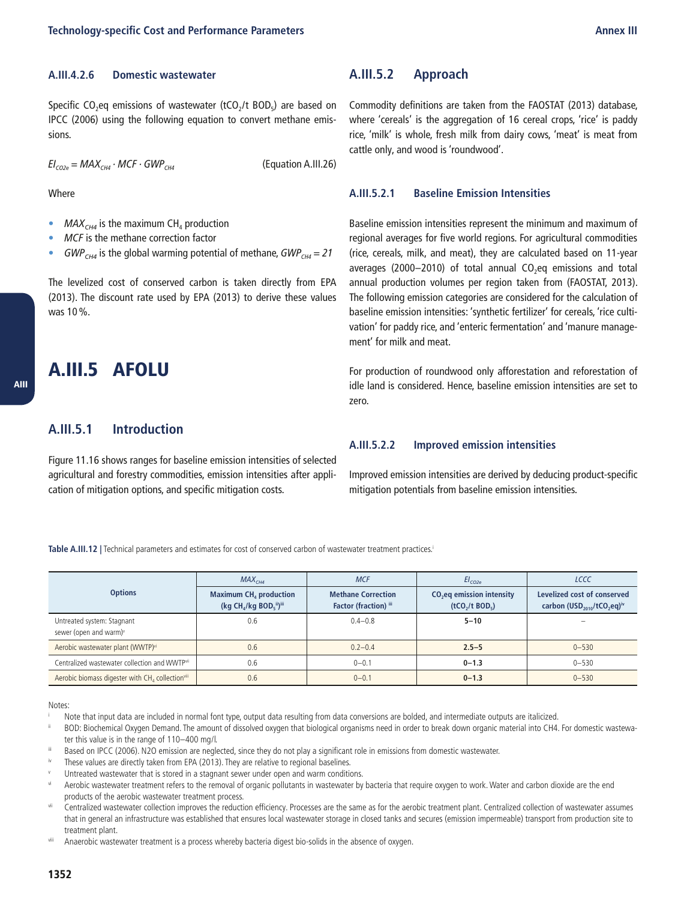#### A.III.4.2.6 Domestic wastewater

Specific $CO_2$eq emissions of wastewater ($tCO_2/t\ BOD_5$) are based on IPCC (2006) using the following equation to convert methane emissions.

$$EI_{CO2e} = MAX_{CH4} \cdot MCF \cdot GWP_{CH4} \qquad \text{(Equation A.III.26)}$$

Where

- $MAX_{CH4}$ is the maximum $CH_4$ production
- *MCF* is the methane correction factor
- $GWP_{CH4}$ is the global warming potential of methane, $GWP_{CH4} = 21$

The levelized cost of conserved carbon is taken directly from EPA (2013). The discount rate used by EPA (2013) to derive these values was 10 %.

# A.III.5 AFOLU

## A.III.5.1 Introduction

Figure 11.16 shows ranges for baseline emission intensities of selected agricultural and forestry commodities, emission intensities after application of mitigation options, and specific mitigation costs.

## A.III.5.2 Approach

Commodity definitions are taken from the FAOSTAT (2013) database, where 'cereals' is the aggregation of 16 cereal crops, 'rice' is paddy rice, 'milk' is whole, fresh milk from dairy cows, 'meat' is meat from cattle only, and wood is 'roundwood'.

#### A.III.5.2.1 Baseline Emission Intensities

Baseline emission intensities represent the minimum and maximum of regional averages for five world regions. For agricultural commodities (rice, cereals, milk, and meat), they are calculated based on 11-year averages (2000–2010) of total annual $CO_2$eq emissions and total annual production volumes per region taken from (FAOSTAT, 2013). The following emission categories are considered for the calculation of baseline emission intensities: 'synthetic fertilizer' for cereals, 'rice cultivation' for paddy rice, and 'enteric fermentation' and 'manure management' for milk and meat.

For production of roundwood only afforestation and reforestation of idle land is considered. Hence, baseline emission intensities are set to zero.

#### A.III.5.2.2 Improved emission intensities

Improved emission intensities are derived by deducing product-specific mitigation potentials from baseline emission intensities.

**Table A.III.12 |** Technical parameters and estimates for cost of conserved carbon of wastewater treatment practices.[i]

| Options | $MAX_{CH4}$ | *MCF* | $EI_{CO2e}$ | *LCCC* |
|---|---|---|---|---|
| | **Maximum $CH_4$ production (kg $CH_4$/kg $BOD_5$[ii])[iii]** | **Methane Correction Factor (fraction)[iii]** | **$CO_2$eq emission intensity ($tCO_2/t\ BOD_5$)** | **Levelized cost of conserved carbon ($USD_{2010}/tCO_2eq$)[iv]** |
| Untreated system: Stagnant sewer (open and warm)[v] | 0.6 | 0.4–0.8 | **5–10** | – |
| Aerobic wastewater plant (WWTP)[vi] | 0.6 | 0.2–0.4 | **2.5–5** | 0–530 |
| Centralized wastewater collection and WWTP[vii] | 0.6 | 0–0.1 | **0–1.3** | 0–530 |
| Aerobic biomass digester with $CH_4$ collection[viii] | 0.6 | 0–0.1 | **0–1.3** | 0–530 |

Notes:

[i] Note that input data are included in normal font type, output data resulting from data conversions are bolded, and intermediate outputs are italicized.

[ii] BOD: Biochemical Oxygen Demand. The amount of dissolved oxygen that biological organisms need in order to break down organic material into CH4. For domestic wastewater this value is in the range of 110–400 mg/l.

[iii] Based on IPCC (2006). N2O emission are neglected, since they do not play a significant role in emissions from domestic wastewater.

[iv] These values are directly taken from EPA (2013). They are relative to regional baselines.

[v] Untreated wastewater that is stored in a stagnant sewer under open and warm conditions.

[vi] Aerobic wastewater treatment refers to the removal of organic pollutants in wastewater by bacteria that require oxygen to work. Water and carbon dioxide are the end products of the aerobic wastewater treatment process.

[vii] Centralized wastewater collection improves the reduction efficiency. Processes are the same as for the aerobic treatment plant. Centralized collection of wastewater assumes that in general an infrastructure was established that ensures local wastewater storage in closed tanks and secures (emission impermeable) transport from production site to treatment plant.

[viii] Anaerobic wastewater treatment is a process whereby bacteria digest bio-solids in the absence of oxygen.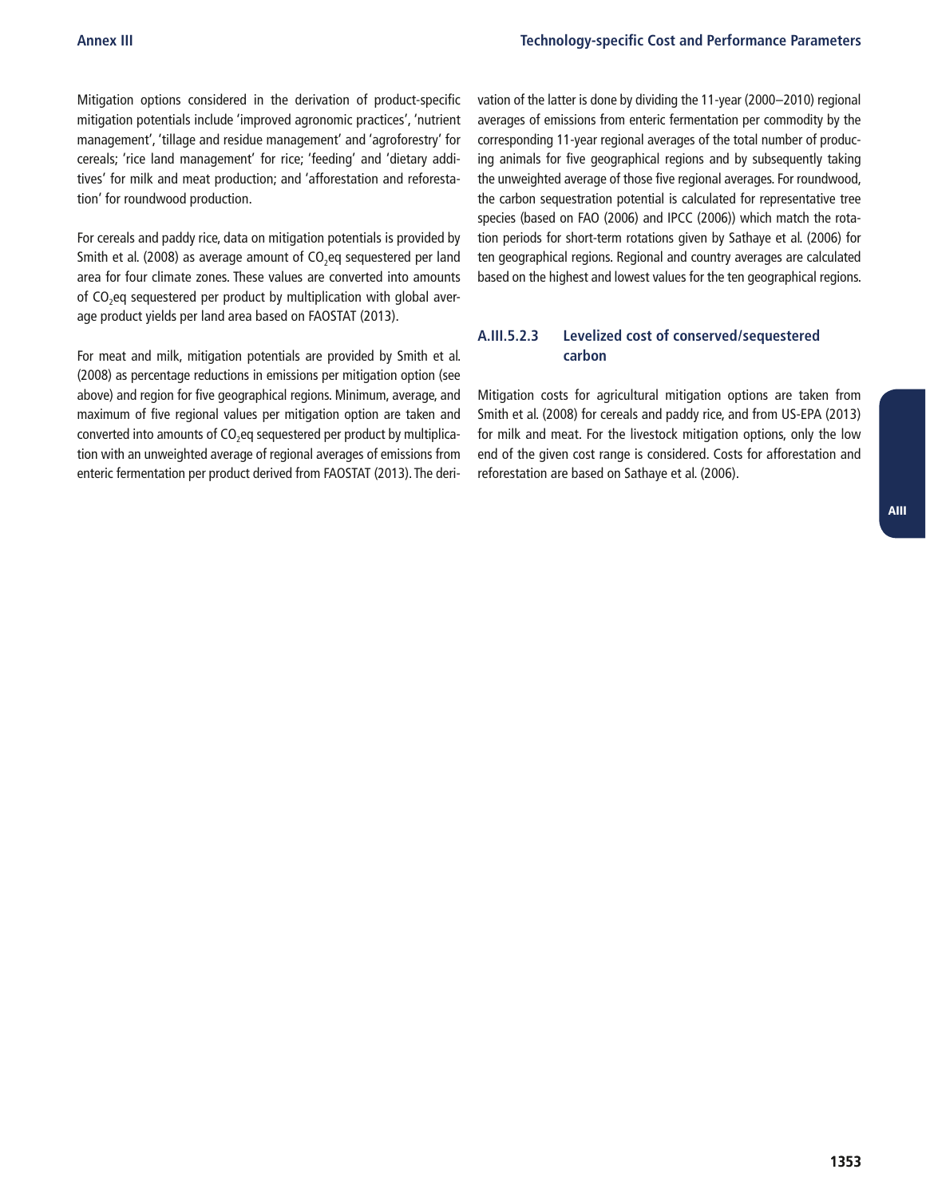Mitigation options considered in the derivation of product-specific mitigation potentials include 'improved agronomic practices', 'nutrient management', 'tillage and residue management' and 'agroforestry' for cereals; 'rice land management' for rice; 'feeding' and 'dietary additives' for milk and meat production; and 'afforestation and reforestation' for roundwood production.

For cereals and paddy rice, data on mitigation potentials is provided by Smith et al. (2008) as average amount of $CO_2$eq sequestered per land area for four climate zones. These values are converted into amounts of $CO_2$eq sequestered per product by multiplication with global average product yields per land area based on FAOSTAT (2013).

For meat and milk, mitigation potentials are provided by Smith et al. (2008) as percentage reductions in emissions per mitigation option (see above) and region for five geographical regions. Minimum, average, and maximum of five regional values per mitigation option are taken and converted into amounts of $CO_2$eq sequestered per product by multiplication with an unweighted average of regional averages of emissions from enteric fermentation per product derived from FAOSTAT (2013). The derivation of the latter is done by dividing the 11-year (2000–2010) regional averages of emissions from enteric fermentation per commodity by the corresponding 11-year regional averages of the total number of producing animals for five geographical regions and by subsequently taking the unweighted average of those five regional averages. For roundwood, the carbon sequestration potential is calculated for representative tree species (based on FAO (2006) and IPCC (2006)) which match the rotation periods for short-term rotations given by Sathaye et al. (2006) for ten geographical regions. Regional and country averages are calculated based on the highest and lowest values for the ten geographical regions.

#### A.III.5.2.3 Levelized cost of conserved/sequestered carbon

Mitigation costs for agricultural mitigation options are taken from Smith et al. (2008) for cereals and paddy rice, and from US-EPA (2013) for milk and meat. For the livestock mitigation options, only the low end of the given cost range is considered. Costs for afforestation and reforestation are based on Sathaye et al. (2006).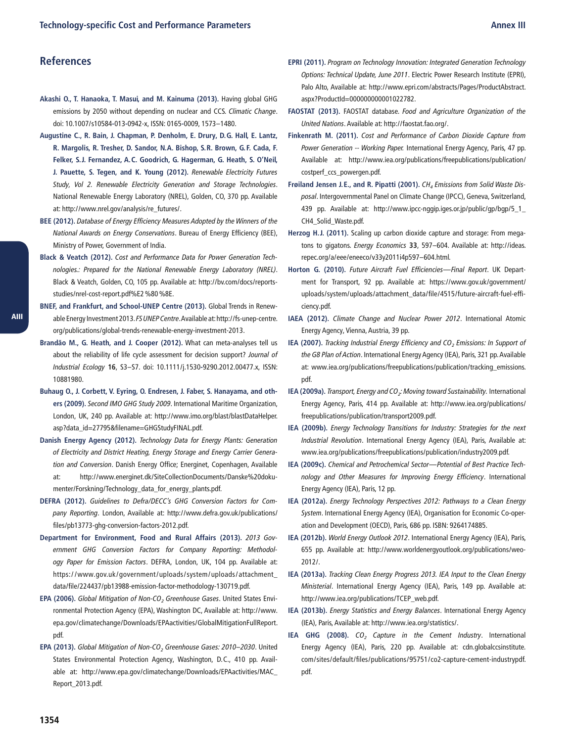## References

**Akashi O., T. Hanaoka, T. Masui, and M. Kainuma (2013).** Having global GHG emissions by 2050 without depending on nuclear and CCS. *Climatic Change*. doi: 10.1007/s10584-013-0942-x, ISSN: 0165-0009, 1573–1480.

**Augustine C., R. Bain, J. Chapman, P. Denholm, E. Drury, D.G. Hall, E. Lantz, R. Margolis, R. Thresher, D. Sandor, N.A. Bishop, S.R. Brown, G.F. Cada, F. Felker, S.J. Fernandez, A.C. Goodrich, G. Hagerman, G. Heath, S. O'Neil, J. Paquette, S. Tegen, and K. Young (2012).** *Renewable Electricity Futures Study, Vol 2. Renewable Electricity Generation and Storage Technologies*. National Renewable Energy Laboratory (NREL), Golden, CO, 370 pp. Available at: http://www.nrel.gov/analysis/re_futures/.

**BEE (2012).** *Database of Energy Efficiency Measures Adopted by the Winners of the National Awards on Energy Conservations*. Bureau of Energy Efficiency (BEE), Ministry of Power, Government of India.

**Black & Veatch (2012).** *Cost and Performance Data for Power Generation Technologies.: Prepared for the National Renewable Energy Laboratory (NREL)*. Black & Veatch, Golden, CO, 105 pp. Available at: http://bv.com/docs/reports-studies/nrel-cost-report.pdf%E2%80%8E.

**BNEF, and Frankfurt, and School-UNEP Centre (2013).** Global Trends in Renewable Energy Investment 2013. *FS UNEP Centre*. Available at: http://fs-unep-centre.org/publications/global-trends-renewable-energy-investment-2013.

**Brandão M., G. Heath, and J. Cooper (2012).** What can meta-analyses tell us about the reliability of life cycle assessment for decision support? *Journal of Industrial Ecology* **16**, S3–S7. doi: 10.1111/j.1530-9290.2012.00477.x, ISSN: 10881980.

**Buhaug O., J. Corbett, V. Eyring, O. Endresen, J. Faber, S. Hanayama, and others (2009).** *Second IMO GHG Study 2009*. International Maritime Organization, London, UK, 240 pp. Available at: http://www.imo.org/blast/blastDataHelper.asp?data_id=27795&filename=GHGStudyFINAL.pdf.

**Danish Energy Agency (2012).** *Technology Data for Energy Plants: Generation of Electricity and District Heating, Energy Storage and Energy Carrier Generation and Conversion*. Danish Energy Office; Energinet, Copenhagen, Available at: http://www.energinet.dk/SiteCollectionDocuments/Danske%20dokumenter/Forskning/Technology_data_for_energy_plants.pdf.

**DEFRA (2012).** *Guidelines to Defra/DECC's GHG Conversion Factors for Company Reporting*. London, Available at: http://www.defra.gov.uk/publications/files/pb13773-ghg-conversion-factors-2012.pdf.

**Department for Environment, Food and Rural Affairs (2013).** *2013 Government GHG Conversion Factors for Company Reporting: Methodology Paper for Emission Factors*. DEFRA, London, UK, 104 pp. Available at: https://www.gov.uk/government/uploads/system/uploads/attachment_data/file/224437/pb13988-emission-factor-methodology-130719.pdf.

**EPA (2006).** *Global Mitigation of Non-$CO_2$ Greenhouse Gases*. United States Environmental Protection Agency (EPA), Washington DC, Available at: http://www.epa.gov/climatechange/Downloads/EPAactivities/GlobalMitigationFullReport.pdf.

**EPA (2013).** *Global Mitigation of Non-$CO_2$ Greenhouse Gases: 2010–2030*. United States Environmental Protection Agency, Washington, D.C., 410 pp. Available at: http://www.epa.gov/climatechange/Downloads/EPAactivities/MAC_Report_2013.pdf.

**EPRI (2011).** *Program on Technology Innovation: Integrated Generation Technology Options: Technical Update, June 2011*. Electric Power Research Institute (EPRI), Palo Alto, Available at: http://www.epri.com/abstracts/Pages/ProductAbstract.aspx?ProductId=000000000001022782.

**FAOSTAT (2013).** FAOSTAT database. *Food and Agriculture Organization of the United Nations*. Available at: http://faostat.fao.org/.

**Finkenrath M. (2011).** *Cost and Performance of Carbon Dioxide Capture from Power Generation -- Working Paper.* International Energy Agency, Paris, 47 pp. Available at: http://www.iea.org/publications/freepublications/publication/costperf_ccs_powergen.pdf.

**Frøiland Jensen J.E., and R. Pipatti (2001).** *$CH_4$ Emissions from Solid Waste Disposal*. Intergovernmental Panel on Climate Change (IPCC), Geneva, Switzerland, 439 pp. Available at: http://www.ipcc-nggip.iges.or.jp/public/gp/bgp/5_1_CH4_Solid_Waste.pdf.

**Herzog H.J. (2011).** Scaling up carbon dioxide capture and storage: From megatons to gigatons. *Energy Economics* **33**, 597–604. Available at: http://ideas.repec.org/a/eee/eneeco/v33y2011i4p597–604.html.

**Horton G. (2010).** *Future Aircraft Fuel Efficiencies—Final Report*. UK Department for Transport, 92 pp. Available at: https://www.gov.uk/government/uploads/system/uploads/attachment_data/file/4515/future-aircraft-fuel-efficiency.pdf.

**IAEA (2012).** *Climate Change and Nuclear Power 2012*. International Atomic Energy Agency, Vienna, Austria, 39 pp.

**IEA (2007).** *Tracking Industrial Energy Efficiency and $CO_2$ Emissions: In Support of the G8 Plan of Action*. International Energy Agency (IEA), Paris, 321 pp. Available at: www.iea.org/publications/freepublications/publication/tracking_emissions.pdf.

**IEA (2009a).** *Transport, Energy and $CO_2$: Moving toward Sustainability.* International Energy Agency, Paris, 414 pp. Available at: http://www.iea.org/publications/freepublications/publication/transport2009.pdf.

**IEA (2009b).** *Energy Technology Transitions for Industry: Strategies for the next Industrial Revolution*. International Energy Agency (IEA), Paris, Available at: www.iea.org/publications/freepublications/publication/industry2009.pdf.

**IEA (2009c).** *Chemical and Petrochemical Sector—Potential of Best Practice Technology and Other Measures for Improving Energy Efficiency*. International Energy Agency (IEA), Paris, 12 pp.

**IEA (2012a).** *Energy Technology Perspectives 2012: Pathways to a Clean Energy System*. International Energy Agency (IEA), Organisation for Economic Co-operation and Development (OECD), Paris, 686 pp. ISBN: 9264174885.

**IEA (2012b).** *World Energy Outlook 2012*. International Energy Agency (IEA), Paris, 655 pp. Available at: http://www.worldenergyoutlook.org/publications/weo-2012/.

**IEA (2013a).** *Tracking Clean Energy Progress 2013. IEA Input to the Clean Energy Ministerial*. International Energy Agency (IEA), Paris, 149 pp. Available at: http://www.iea.org/publications/TCEP_web.pdf.

**IEA (2013b).** *Energy Statistics and Energy Balances*. International Energy Agency (IEA), Paris, Available at: http://www.iea.org/statistics/.

**IEA GHG (2008).** *$CO_2$ Capture in the Cement Industry*. International Energy Agency (IEA), Paris, 220 pp. Available at: cdn.globalccsinstitute.com/sites/default/files/publications/95751/co2-capture-cement-industrypdf.pdf.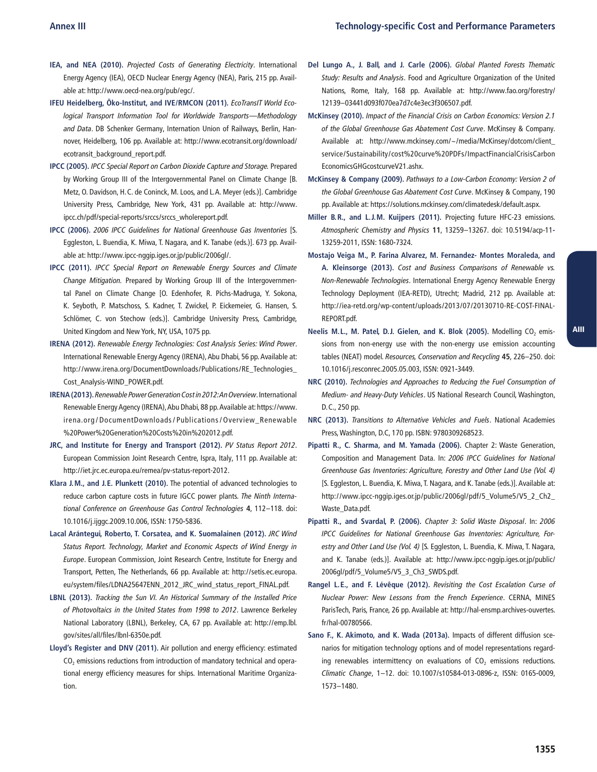**IEA, and NEA (2010).** *Projected Costs of Generating Electricity*. International Energy Agency (IEA), OECD Nuclear Energy Agency (NEA), Paris, 215 pp. Available at: http://www.oecd-nea.org/pub/egc/.

**IFEU Heidelberg, Öko-Institut, and IVE/RMCON (2011).** *EcoTransIT World Ecological Transport Information Tool for Worldwide Transports—Methodology and Data*. DB Schenker Germany, Internation Union of Railways, Berlin, Hannover, Heidelberg, 106 pp. Available at: http://www.ecotransit.org/download/ecotransit_background_report.pdf.

**IPCC (2005).** *IPCC Special Report on Carbon Dioxide Capture and Storage.* Prepared by Working Group III of the Intergovernmental Panel on Climate Change [B. Metz, O. Davidson, H.C. de Coninck, M. Loos, and L.A. Meyer (eds.)]. Cambridge University Press, Cambridge, New York, 431 pp. Available at: http://www.ipcc.ch/pdf/special-reports/srccs/srccs_wholereport.pdf.

**IPCC (2006).** *2006 IPCC Guidelines for National Greenhouse Gas Inventories* [S. Eggleston, L. Buendia, K. Miwa, T. Nagara, and K. Tanabe (eds.)]. 673 pp. Available at: http://www.ipcc-nggip.iges.or.jp/public/2006gl/.

**IPCC (2011).** *IPCC Special Report on Renewable Energy Sources and Climate Change Mitigation.* Prepared by Working Group III of the Intergovernmental Panel on Climate Change [O. Edenhofer, R. Pichs-Madruga, Y. Sokona, K. Seyboth, P. Matschoss, S. Kadner, T. Zwickel, P. Eickemeier, G. Hansen, S. Schlömer, C. von Stechow (eds.)]. Cambridge University Press, Cambridge, United Kingdom and New York, NY, USA, 1075 pp.

**IRENA (2012).** *Renewable Energy Technologies: Cost Analysis Series: Wind Power*. International Renewable Energy Agency (IRENA), Abu Dhabi, 56 pp. Available at: http://www.irena.org/DocumentDownloads/Publications/RE_Technologies_Cost_Analysis-WIND_POWER.pdf.

**IRENA (2013).** *Renewable Power Generation Cost in 2012: An Overview*. International Renewable Energy Agency (IRENA), Abu Dhabi, 88 pp. Available at: https://www.irena.org/DocumentDownloads/Publications/Overview_Renewable%20Power%20Generation%20Costs%20in%202012.pdf.

**JRC, and Institute for Energy and Transport (2012).** *PV Status Report 2012*. European Commission Joint Research Centre, Ispra, Italy, 111 pp. Available at: http://iet.jrc.ec.europa.eu/remea/pv-status-report-2012.

**Klara J.M., and J.E. Plunkett (2010).** The potential of advanced technologies to reduce carbon capture costs in future IGCC power plants. *The Ninth International Conference on Greenhouse Gas Control Technologies* **4**, 112–118. doi: 10.1016/j.ijggc.2009.10.006, ISSN: 1750-5836.

**Lacal Arántegui, Roberto, T. Corsatea, and K. Suomalainen (2012).** *JRC Wind Status Report. Technology, Market and Economic Aspects of Wind Energy in Europe*. European Commission, Joint Research Centre, Institute for Energy and Transport, Petten, The Netherlands, 66 pp. Available at: http://setis.ec.europa.eu/system/files/LDNA25647ENN_2012_JRC_wind_status_report_FINAL.pdf.

**LBNL (2013).** *Tracking the Sun VI. An Historical Summary of the Installed Price of Photovoltaics in the United States from 1998 to 2012*. Lawrence Berkeley National Laboratory (LBNL), Berkeley, CA, 67 pp. Available at: http://emp.lbl.gov/sites/all/files/lbnl-6350e.pdf.

**Lloyd's Register and DNV (2011).** Air pollution and energy efficiency: estimated $CO_2$ emissions reductions from introduction of mandatory technical and operational energy efficiency measures for ships. International Maritime Organization.

**Del Lungo A., J. Ball, and J. Carle (2006).** *Global Planted Forests Thematic Study: Results and Analysis*. Food and Agriculture Organization of the United Nations, Rome, Italy, 168 pp. Available at: http://www.fao.org/forestry/12139–03441d093f070ea7d7c4e3ec3f306507.pdf.

**McKinsey (2010).** *Impact of the Financial Crisis on Carbon Economics: Version 2.1 of the Global Greenhouse Gas Abatement Cost Curve*. McKinsey & Company. Available at: http://www.mckinsey.com/~/media/McKinsey/dotcom/client_service/Sustainability/cost%20curve%20PDFs/ImpactFinancialCrisisCarbonEconomicsGHGcostcurveV21.ashx.

**McKinsey & Company (2009).** *Pathways to a Low-Carbon Economy: Version 2 of the Global Greenhouse Gas Abatement Cost Curve*. McKinsey & Company, 190 pp. Available at: https://solutions.mckinsey.com/climatedesk/default.aspx.

**Miller B.R., and L.J.M. Kuijpers (2011).** Projecting future HFC-23 emissions. *Atmospheric Chemistry and Physics* **11**, 13259–13267. doi: 10.5194/acp-11-13259-2011, ISSN: 1680-7324.

**Mostajo Veiga M., P. Farina Alvarez, M. Fernandez- Montes Moraleda, and A. Kleinsorge (2013).** *Cost and Business Comparisons of Renewable vs. Non-Renewable Technologies*. International Energy Agency Renewable Energy Technology Deployment (IEA-RETD), Utrecht; Madrid, 212 pp. Available at: http://iea-retd.org/wp-content/uploads/2013/07/20130710-RE-COST-FINAL-REPORT.pdf.

**Neelis M.L., M. Patel, D.J. Gielen, and K. Blok (2005).** Modelling $CO_2$ emissions from non-energy use with the non-energy use emission accounting tables (NEAT) model. *Resources, Conservation and Recycling* **45**, 226–250. doi: 10.1016/j.resconrec.2005.05.003, ISSN: 0921-3449.

**NRC (2010).** *Technologies and Approaches to Reducing the Fuel Consumption of Medium- and Heavy-Duty Vehicles*. US National Research Council, Washington, D.C., 250 pp.

**NRC (2013).** *Transitions to Alternative Vehicles and Fuels*. National Academies Press, Washington, D.C, 170 pp. ISBN: 9780309268523.

**Pipatti R., C. Sharma, and M. Yamada (2006).** Chapter 2: Waste Generation, Composition and Management Data. In: *2006 IPCC Guidelines for National Greenhouse Gas Inventories: Agriculture, Forestry and Other Land Use (Vol. 4)* [S. Eggleston, L. Buendia, K. Miwa, T. Nagara, and K. Tanabe (eds.)]. Available at: http://www.ipcc-nggip.iges.or.jp/public/2006gl/pdf/5_Volume5/V5_2_Ch2_Waste_Data.pdf.

**Pipatti R., and Svardal, P. (2006).** *Chapter 3: Solid Waste Disposal*. In: *2006 IPCC Guidelines for National Greenhouse Gas Inventories: Agriculture, Forestry and Other Land Use (Vol. 4)* [S. Eggleston, L. Buendia, K. Miwa, T. Nagara, and K. Tanabe (eds.)]. Available at: http://www.ipcc-nggip.iges.or.jp/public/2006gl/pdf/5_Volume5/V5_3_Ch3_SWDS.pdf.

**Rangel L.E., and F. Lévêque (2012).** *Revisiting the Cost Escalation Curse of Nuclear Power: New Lessons from the French Experience*. CERNA, MINES ParisTech, Paris, France, 26 pp. Available at: http://hal-ensmp.archives-ouvertes.fr/hal-00780566.

**Sano F., K. Akimoto, and K. Wada (2013a).** Impacts of different diffusion scenarios for mitigation technology options and of model representations regarding renewables intermittency on evaluations of $CO_2$ emissions reductions. *Climatic Change*, 1–12. doi: 10.1007/s10584-013-0896-z, ISSN: 0165-0009, 1573–1480.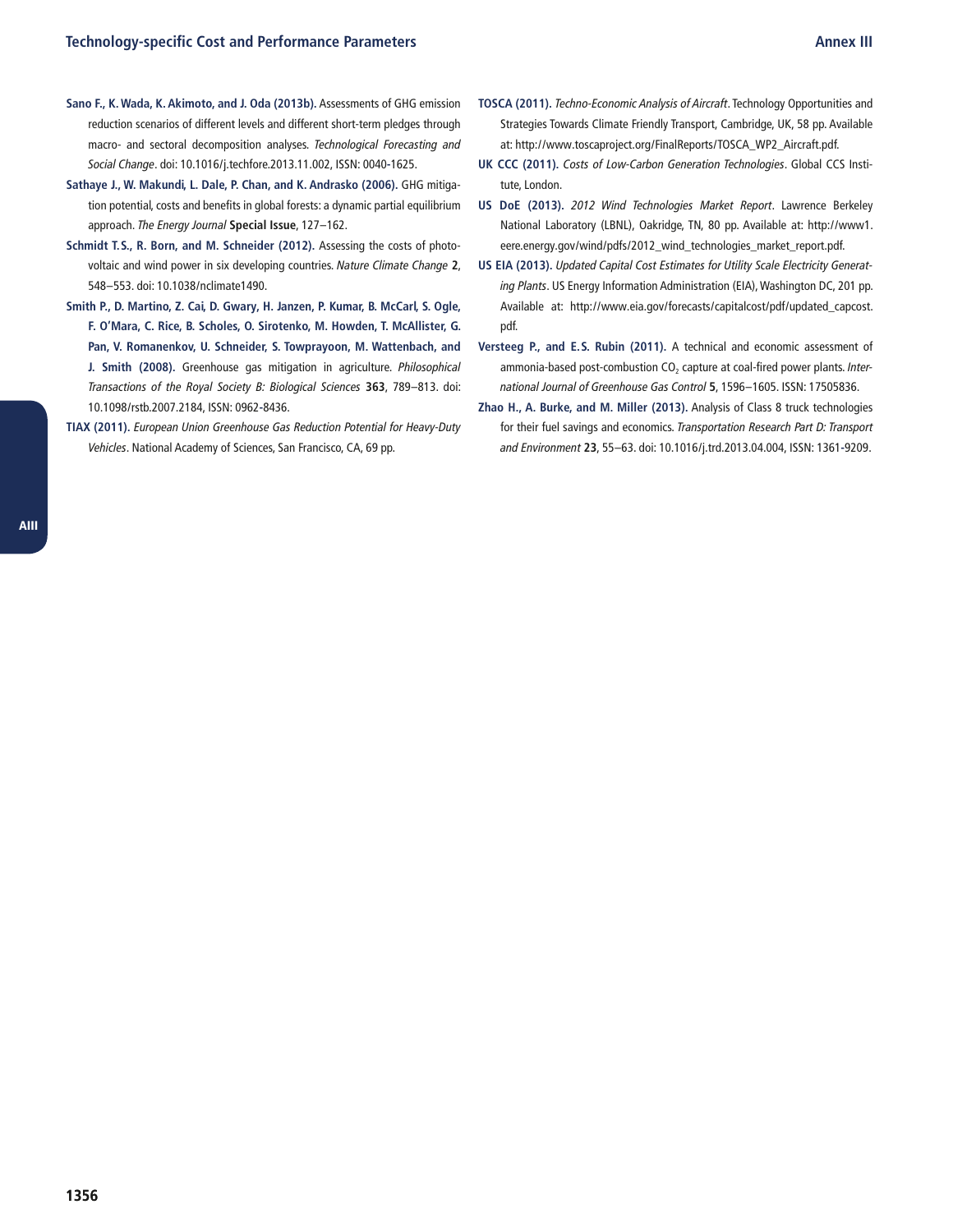**Sano F., K. Wada, K. Akimoto, and J. Oda (2013b).** Assessments of GHG emission reduction scenarios of different levels and different short-term pledges through macro- and sectoral decomposition analyses. *Technological Forecasting and Social Change*. doi: 10.1016/j.techfore.2013.11.002, ISSN: 0040-1625.

**Sathaye J., W. Makundi, L. Dale, P. Chan, and K. Andrasko (2006).** GHG mitigation potential, costs and benefits in global forests: a dynamic partial equilibrium approach. *The Energy Journal* **Special Issue**, 127–162.

**Schmidt T.S., R. Born, and M. Schneider (2012).** Assessing the costs of photovoltaic and wind power in six developing countries. *Nature Climate Change* **2**, 548–553. doi: 10.1038/nclimate1490.

**Smith P., D. Martino, Z. Cai, D. Gwary, H. Janzen, P. Kumar, B. McCarl, S. Ogle, F. O'Mara, C. Rice, B. Scholes, O. Sirotenko, M. Howden, T. McAllister, G. Pan, V. Romanenkov, U. Schneider, S. Towprayoon, M. Wattenbach, and J. Smith (2008).** Greenhouse gas mitigation in agriculture. *Philosophical Transactions of the Royal Society B: Biological Sciences* **363**, 789–813. doi: 10.1098/rstb.2007.2184, ISSN: 0962-8436.

**TIAX (2011).** *European Union Greenhouse Gas Reduction Potential for Heavy-Duty Vehicles*. National Academy of Sciences, San Francisco, CA, 69 pp.

**TOSCA (2011).** *Techno-Economic Analysis of Aircraft*. Technology Opportunities and Strategies Towards Climate Friendly Transport, Cambridge, UK, 58 pp. Available at: http://www.toscaproject.org/FinalReports/TOSCA_WP2_Aircraft.pdf.

**UK CCC (2011).** *Costs of Low-Carbon Generation Technologies*. Global CCS Institute, London.

**US DoE (2013).** *2012 Wind Technologies Market Report*. Lawrence Berkeley National Laboratory (LBNL), Oakridge, TN, 80 pp. Available at: http://www1.eere.energy.gov/wind/pdfs/2012_wind_technologies_market_report.pdf.

**US EIA (2013).** *Updated Capital Cost Estimates for Utility Scale Electricity Generating Plants*. US Energy Information Administration (EIA), Washington DC, 201 pp. Available at: http://www.eia.gov/forecasts/capitalcost/pdf/updated_capcost.pdf.

**Versteeg P., and E.S. Rubin (2011).** A technical and economic assessment of ammonia-based post-combustion $CO_2$ capture at coal-fired power plants. *International Journal of Greenhouse Gas Control* **5**, 1596–1605. ISSN: 17505836.

**Zhao H., A. Burke, and M. Miller (2013).** Analysis of Class 8 truck technologies for their fuel savings and economics. *Transportation Research Part D: Transport and Environment* **23**, 55–63. doi: 10.1016/j.trd.2013.04.004, ISSN: 1361-9209.